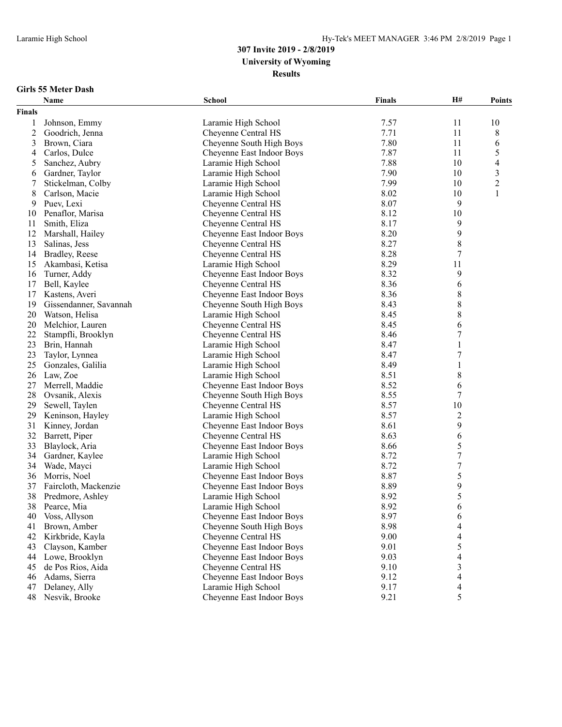# 307 Invite 2019 - 2/8/2019

## University of Wyoming

## Results

### Girls 55 Meter Dash

| | Name | School | Finals | H# | Points |
|---|---|---|---|---|---|
| **Finals** | | | | | |
| 1 | Johnson, Emmy | Laramie High School | 7.57 | 11 | 10 |
| 2 | Goodrich, Jenna | Cheyenne Central HS | 7.71 | 11 | 8 |
| 3 | Brown, Ciara | Cheyenne South High Boys | 7.80 | 11 | 6 |
| 4 | Carlos, Dulce | Cheyenne East Indoor Boys | 7.87 | 11 | 5 |
| 5 | Sanchez, Aubry | Laramie High School | 7.88 | 10 | 4 |
| 6 | Gardner, Taylor | Laramie High School | 7.90 | 10 | 3 |
| 7 | Stickelman, Colby | Laramie High School | 7.99 | 10 | 2 |
| 8 | Carlson, Macie | Laramie High School | 8.02 | 10 | 1 |
| 9 | Puev, Lexi | Cheyenne Central HS | 8.07 | 9 | |
| 10 | Penaflor, Marisa | Cheyenne Central HS | 8.12 | 10 | |
| 11 | Smith, Eliza | Cheyenne Central HS | 8.17 | 9 | |
| 12 | Marshall, Hailey | Cheyenne East Indoor Boys | 8.20 | 9 | |
| 13 | Salinas, Jess | Cheyenne Central HS | 8.27 | 8 | |
| 14 | Bradley, Reese | Cheyenne Central HS | 8.28 | 7 | |
| 15 | Akambasi, Ketisa | Laramie High School | 8.29 | 11 | |
| 16 | Turner, Addy | Cheyenne East Indoor Boys | 8.32 | 9 | |
| 17 | Bell, Kaylee | Cheyenne Central HS | 8.36 | 6 | |
| 17 | Kastens, Averi | Cheyenne East Indoor Boys | 8.36 | 8 | |
| 19 | Gissendanner, Savannah | Cheyenne South High Boys | 8.43 | 8 | |
| 20 | Watson, Helisa | Laramie High School | 8.45 | 8 | |
| 20 | Melchior, Lauren | Cheyenne Central HS | 8.45 | 6 | |
| 22 | Stampfli, Brooklyn | Cheyenne Central HS | 8.46 | 7 | |
| 23 | Brin, Hannah | Laramie High School | 8.47 | 1 | |
| 23 | Taylor, Lynnea | Laramie High School | 8.47 | 7 | |
| 25 | Gonzales, Galilia | Laramie High School | 8.49 | 1 | |
| 26 | Law, Zoe | Laramie High School | 8.51 | 8 | |
| 27 | Merrell, Maddie | Cheyenne East Indoor Boys | 8.52 | 6 | |
| 28 | Ovsanik, Alexis | Cheyenne South High Boys | 8.55 | 7 | |
| 29 | Sewell, Taylen | Cheyenne Central HS | 8.57 | 10 | |
| 29 | Keninson, Hayley | Laramie High School | 8.57 | 2 | |
| 31 | Kinney, Jordan | Cheyenne East Indoor Boys | 8.61 | 9 | |
| 32 | Barrett, Piper | Cheyenne Central HS | 8.63 | 6 | |
| 33 | Blaylock, Aria | Cheyenne East Indoor Boys | 8.66 | 5 | |
| 34 | Gardner, Kaylee | Laramie High School | 8.72 | 7 | |
| 34 | Wade, Mayci | Laramie High School | 8.72 | 7 | |
| 36 | Morris, Noel | Cheyenne East Indoor Boys | 8.87 | 5 | |
| 37 | Faircloth, Mackenzie | Cheyenne East Indoor Boys | 8.89 | 9 | |
| 38 | Predmore, Ashley | Laramie High School | 8.92 | 5 | |
| 38 | Pearce, Mia | Laramie High School | 8.92 | 6 | |
| 40 | Voss, Allyson | Cheyenne East Indoor Boys | 8.97 | 6 | |
| 41 | Brown, Amber | Cheyenne South High Boys | 8.98 | 4 | |
| 42 | Kirkbride, Kayla | Cheyenne Central HS | 9.00 | 4 | |
| 43 | Clayson, Kamber | Cheyenne East Indoor Boys | 9.01 | 5 | |
| 44 | Lowe, Brooklyn | Cheyenne East Indoor Boys | 9.03 | 4 | |
| 45 | de Pos Rios, Aida | Cheyenne Central HS | 9.10 | 3 | |
| 46 | Adams, Sierra | Cheyenne East Indoor Boys | 9.12 | 4 | |
| 47 | Delaney, Ally | Laramie High School | 9.17 | 4 | |
| 48 | Nesvik, Brooke | Cheyenne East Indoor Boys | 9.21 | 5 | |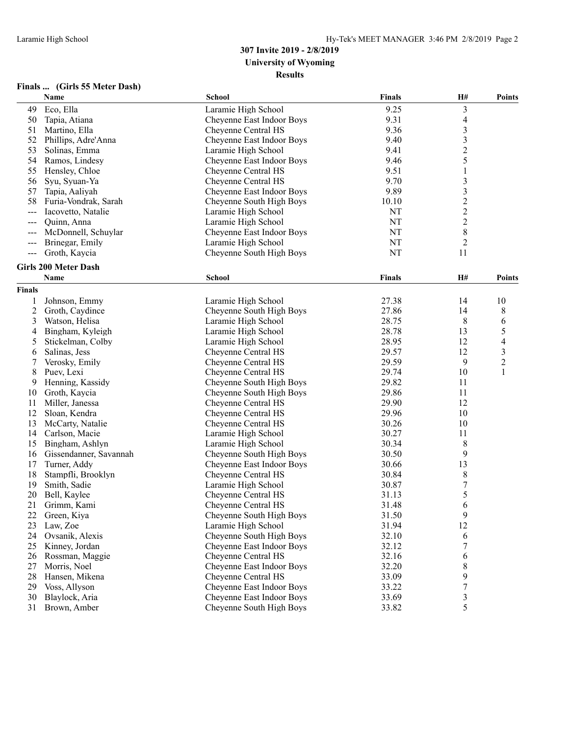**307 Invite 2019 - 2/8/2019**
**University of Wyoming**
**Results**

### Finals ... (Girls 55 Meter Dash)

| | Name | School | Finals | H# | Points |
|---|---|---|---|---|---|
| 49 | Eco, Ella | Laramie High School | 9.25 | 3 | |
| 50 | Tapia, Atiana | Cheyenne East Indoor Boys | 9.31 | 4 | |
| 51 | Martino, Ella | Cheyenne Central HS | 9.36 | 3 | |
| 52 | Phillips, Adre'Anna | Cheyenne East Indoor Boys | 9.40 | 3 | |
| 53 | Solinas, Emma | Laramie High School | 9.41 | 2 | |
| 54 | Ramos, Lindesy | Cheyenne East Indoor Boys | 9.46 | 5 | |
| 55 | Hensley, Chloe | Cheyenne Central HS | 9.51 | 1 | |
| 56 | Syu, Syuan-Ya | Cheyenne Central HS | 9.70 | 3 | |
| 57 | Tapia, Aaliyah | Cheyenne East Indoor Boys | 9.89 | 3 | |
| 58 | Furia-Vondrak, Sarah | Cheyenne South High Boys | 10.10 | 2 | |
| --- | Iacovetto, Natalie | Laramie High School | NT | 2 | |
| --- | Quinn, Anna | Laramie High School | NT | 2 | |
| --- | McDonnell, Schuylar | Cheyenne East Indoor Boys | NT | 8 | |
| --- | Brinegar, Emily | Laramie High School | NT | 2 | |
| --- | Groth, Kaycia | Cheyenne South High Boys | NT | 11 | |

### Girls 200 Meter Dash

| | Name | School | Finals | H# | Points |
|---|---|---|---|---|---|
| **Finals** | | | | | |
| 1 | Johnson, Emmy | Laramie High School | 27.38 | 14 | 10 |
| 2 | Groth, Caydince | Cheyenne South High Boys | 27.86 | 14 | 8 |
| 3 | Watson, Helisa | Laramie High School | 28.75 | 8 | 6 |
| 4 | Bingham, Kyleigh | Laramie High School | 28.78 | 13 | 5 |
| 5 | Stickelman, Colby | Laramie High School | 28.95 | 12 | 4 |
| 6 | Salinas, Jess | Cheyenne Central HS | 29.57 | 12 | 3 |
| 7 | Verosky, Emily | Cheyenne Central HS | 29.59 | 9 | 2 |
| 8 | Puev, Lexi | Cheyenne Central HS | 29.74 | 10 | 1 |
| 9 | Henning, Kassidy | Cheyenne South High Boys | 29.82 | 11 | |
| 10 | Groth, Kaycia | Cheyenne South High Boys | 29.86 | 11 | |
| 11 | Miller, Janessa | Cheyenne Central HS | 29.90 | 12 | |
| 12 | Sloan, Kendra | Cheyenne Central HS | 29.96 | 10 | |
| 13 | McCarty, Natalie | Cheyenne Central HS | 30.26 | 10 | |
| 14 | Carlson, Macie | Laramie High School | 30.27 | 11 | |
| 15 | Bingham, Ashlyn | Laramie High School | 30.34 | 8 | |
| 16 | Gissendanner, Savannah | Cheyenne South High Boys | 30.50 | 9 | |
| 17 | Turner, Addy | Cheyenne East Indoor Boys | 30.66 | 13 | |
| 18 | Stampfli, Brooklyn | Cheyenne Central HS | 30.84 | 8 | |
| 19 | Smith, Sadie | Laramie High School | 30.87 | 7 | |
| 20 | Bell, Kaylee | Cheyenne Central HS | 31.13 | 5 | |
| 21 | Grimm, Kami | Cheyenne Central HS | 31.48 | 6 | |
| 22 | Green, Kiya | Cheyenne South High Boys | 31.50 | 9 | |
| 23 | Law, Zoe | Laramie High School | 31.94 | 12 | |
| 24 | Ovsanik, Alexis | Cheyenne South High Boys | 32.10 | 6 | |
| 25 | Kinney, Jordan | Cheyenne East Indoor Boys | 32.12 | 7 | |
| 26 | Rossman, Maggie | Cheyenne Central HS | 32.16 | 6 | |
| 27 | Morris, Noel | Cheyenne East Indoor Boys | 32.20 | 8 | |
| 28 | Hansen, Mikena | Cheyenne Central HS | 33.09 | 9 | |
| 29 | Voss, Allyson | Cheyenne East Indoor Boys | 33.22 | 7 | |
| 30 | Blaylock, Aria | Cheyenne East Indoor Boys | 33.69 | 3 | |
| 31 | Brown, Amber | Cheyenne South High Boys | 33.82 | 5 | |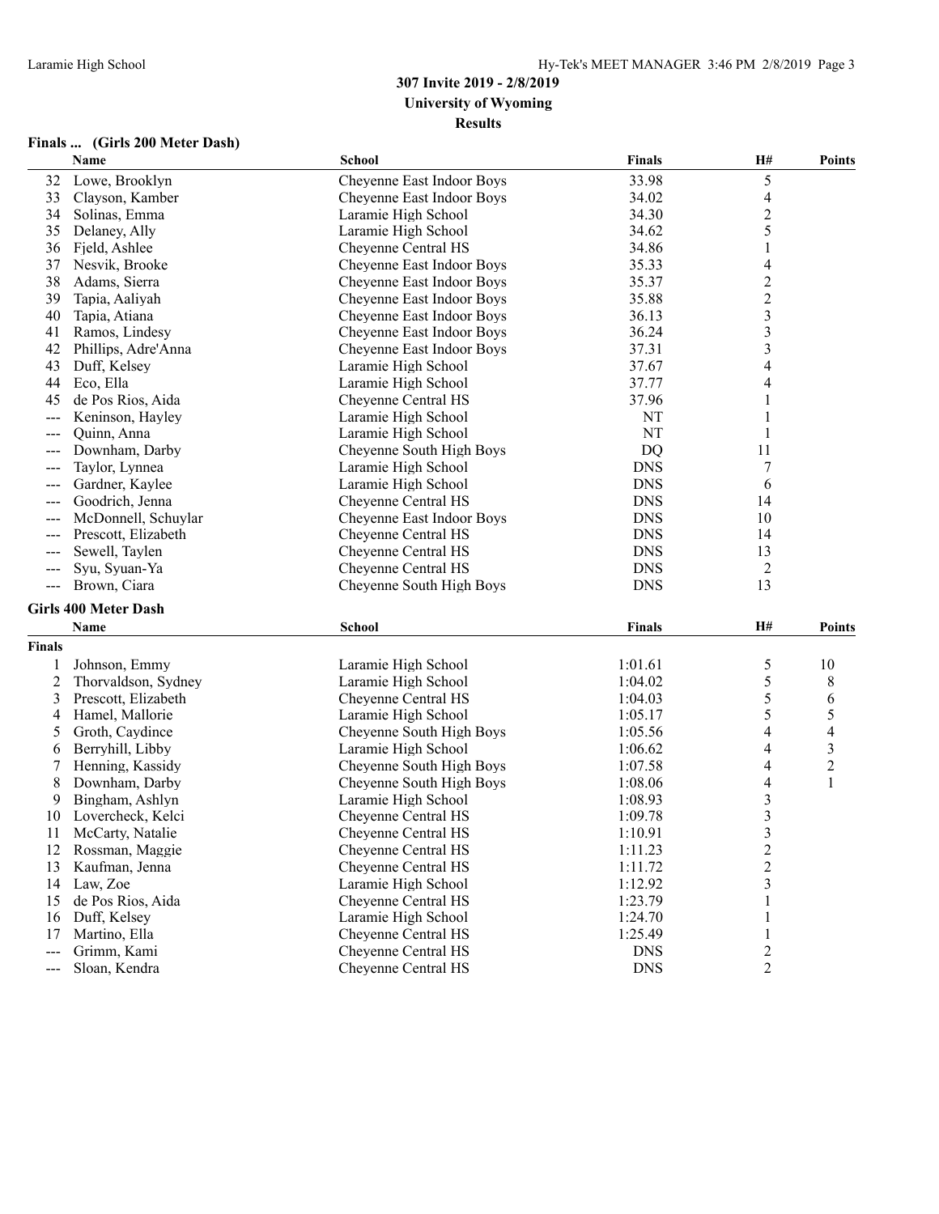**307 Invite 2019 - 2/8/2019**
**University of Wyoming**
**Results**

### Finals ... (Girls 200 Meter Dash)

| | Name | School | Finals | H# | Points |
|---|---|---|---|---|---|
| 32 | Lowe, Brooklyn | Cheyenne East Indoor Boys | 33.98 | 5 | |
| 33 | Clayson, Kamber | Cheyenne East Indoor Boys | 34.02 | 4 | |
| 34 | Solinas, Emma | Laramie High School | 34.30 | 2 | |
| 35 | Delaney, Ally | Laramie High School | 34.62 | 5 | |
| 36 | Fjeld, Ashlee | Cheyenne Central HS | 34.86 | 1 | |
| 37 | Nesvik, Brooke | Cheyenne East Indoor Boys | 35.33 | 4 | |
| 38 | Adams, Sierra | Cheyenne East Indoor Boys | 35.37 | 2 | |
| 39 | Tapia, Aaliyah | Cheyenne East Indoor Boys | 35.88 | 2 | |
| 40 | Tapia, Atiana | Cheyenne East Indoor Boys | 36.13 | 3 | |
| 41 | Ramos, Lindesy | Cheyenne East Indoor Boys | 36.24 | 3 | |
| 42 | Phillips, Adre'Anna | Cheyenne East Indoor Boys | 37.31 | 3 | |
| 43 | Duff, Kelsey | Laramie High School | 37.67 | 4 | |
| 44 | Eco, Ella | Laramie High School | 37.77 | 4 | |
| 45 | de Pos Rios, Aida | Cheyenne Central HS | 37.96 | 1 | |
| --- | Keninson, Hayley | Laramie High School | NT | 1 | |
| --- | Quinn, Anna | Laramie High School | NT | 1 | |
| --- | Downham, Darby | Cheyenne South High Boys | DQ | 11 | |
| --- | Taylor, Lynnea | Laramie High School | DNS | 7 | |
| --- | Gardner, Kaylee | Laramie High School | DNS | 6 | |
| --- | Goodrich, Jenna | Cheyenne Central HS | DNS | 14 | |
| --- | McDonnell, Schuylar | Cheyenne East Indoor Boys | DNS | 10 | |
| --- | Prescott, Elizabeth | Cheyenne Central HS | DNS | 14 | |
| --- | Sewell, Taylen | Cheyenne Central HS | DNS | 13 | |
| --- | Syu, Syuan-Ya | Cheyenne Central HS | DNS | 2 | |
| --- | Brown, Ciara | Cheyenne South High Boys | DNS | 13 | |

### Girls 400 Meter Dash

| | Name | School | Finals | H# | Points |
|---|---|---|---|---|---|
| **Finals** | | | | | |
| 1 | Johnson, Emmy | Laramie High School | 1:01.61 | 5 | 10 |
| 2 | Thorvaldson, Sydney | Laramie High School | 1:04.02 | 5 | 8 |
| 3 | Prescott, Elizabeth | Cheyenne Central HS | 1:04.03 | 5 | 6 |
| 4 | Hamel, Mallorie | Laramie High School | 1:05.17 | 5 | 5 |
| 5 | Groth, Caydince | Cheyenne South High Boys | 1:05.56 | 4 | 4 |
| 6 | Berryhill, Libby | Laramie High School | 1:06.62 | 4 | 3 |
| 7 | Henning, Kassidy | Cheyenne South High Boys | 1:07.58 | 4 | 2 |
| 8 | Downham, Darby | Cheyenne South High Boys | 1:08.06 | 4 | 1 |
| 9 | Bingham, Ashlyn | Laramie High School | 1:08.93 | 3 | |
| 10 | Lovercheck, Kelci | Cheyenne Central HS | 1:09.78 | 3 | |
| 11 | McCarty, Natalie | Cheyenne Central HS | 1:10.91 | 3 | |
| 12 | Rossman, Maggie | Cheyenne Central HS | 1:11.23 | 2 | |
| 13 | Kaufman, Jenna | Cheyenne Central HS | 1:11.72 | 2 | |
| 14 | Law, Zoe | Laramie High School | 1:12.92 | 3 | |
| 15 | de Pos Rios, Aida | Cheyenne Central HS | 1:23.79 | 1 | |
| 16 | Duff, Kelsey | Laramie High School | 1:24.70 | 1 | |
| 17 | Martino, Ella | Cheyenne Central HS | 1:25.49 | 1 | |
| --- | Grimm, Kami | Cheyenne Central HS | DNS | 2 | |
| --- | Sloan, Kendra | Cheyenne Central HS | DNS | 2 | |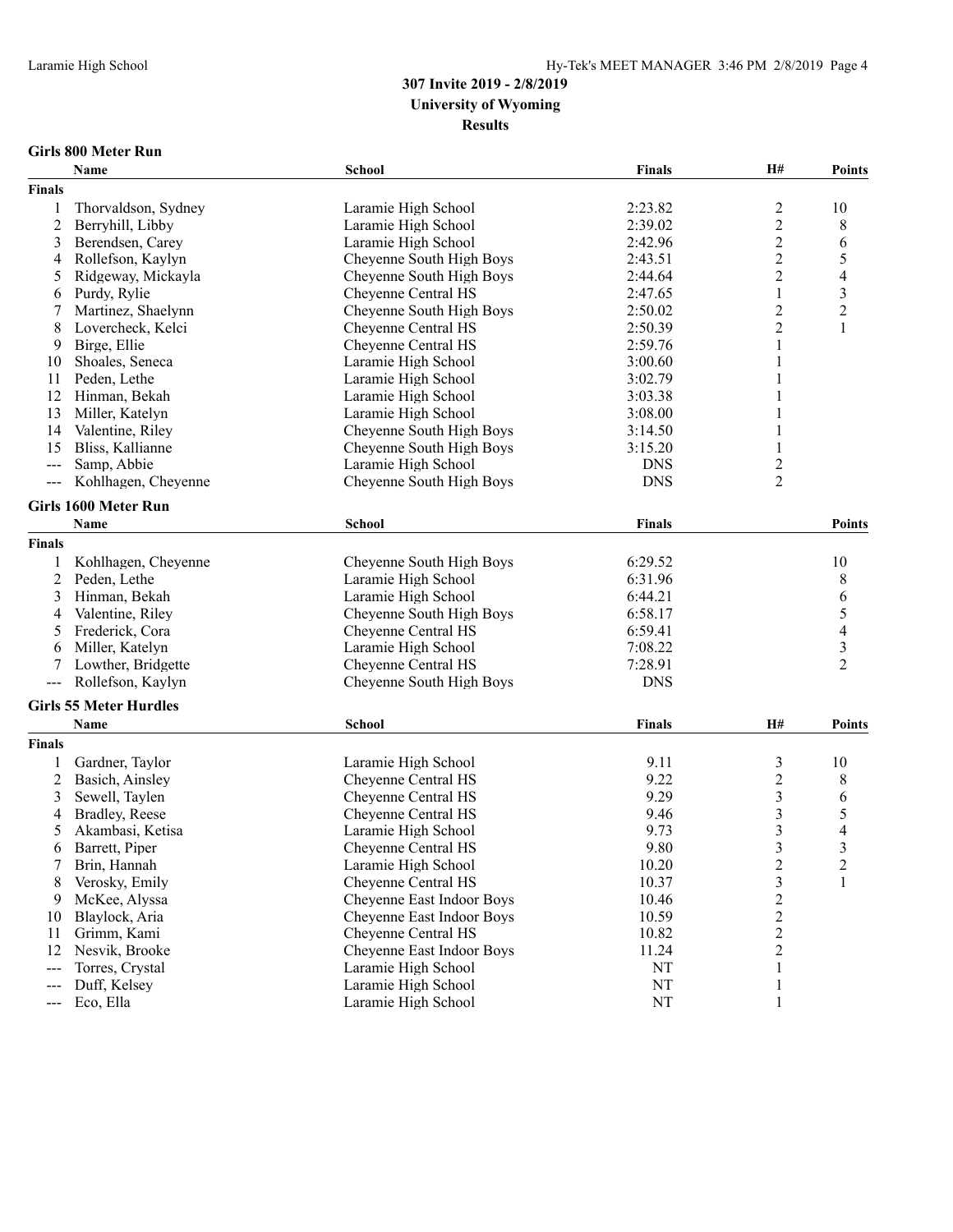# 307 Invite 2019 - 2/8/2019
## University of Wyoming
### Results

**Girls 800 Meter Run**

| | Name | School | Finals | H# | Points |
|---|---|---|---|---|---|
| **Finals** | | | | | |
| 1 | Thorvaldson, Sydney | Laramie High School | 2:23.82 | 2 | 10 |
| 2 | Berryhill, Libby | Laramie High School | 2:39.02 | 2 | 8 |
| 3 | Berendsen, Carey | Laramie High School | 2:42.96 | 2 | 6 |
| 4 | Rollefson, Kaylyn | Cheyenne South High Boys | 2:43.51 | 2 | 5 |
| 5 | Ridgeway, Mickayla | Cheyenne South High Boys | 2:44.64 | 2 | 4 |
| 6 | Purdy, Rylie | Cheyenne Central HS | 2:47.65 | 1 | 3 |
| 7 | Martinez, Shaelynn | Cheyenne South High Boys | 2:50.02 | 2 | 2 |
| 8 | Lovercheck, Kelci | Cheyenne Central HS | 2:50.39 | 2 | 1 |
| 9 | Birge, Ellie | Cheyenne Central HS | 2:59.76 | 1 | |
| 10 | Shoales, Seneca | Laramie High School | 3:00.60 | 1 | |
| 11 | Peden, Lethe | Laramie High School | 3:02.79 | 1 | |
| 12 | Hinman, Bekah | Laramie High School | 3:03.38 | 1 | |
| 13 | Miller, Katelyn | Laramie High School | 3:08.00 | 1 | |
| 14 | Valentine, Riley | Cheyenne South High Boys | 3:14.50 | 1 | |
| 15 | Bliss, Kallianne | Cheyenne South High Boys | 3:15.20 | 1 | |
| --- | Samp, Abbie | Laramie High School | DNS | 2 | |
| --- | Kohlhagen, Cheyenne | Cheyenne South High Boys | DNS | 2 | |

**Girls 1600 Meter Run**

| | Name | School | Finals | Points |
|---|---|---|---|---|
| **Finals** | | | | |
| 1 | Kohlhagen, Cheyenne | Cheyenne South High Boys | 6:29.52 | 10 |
| 2 | Peden, Lethe | Laramie High School | 6:31.96 | 8 |
| 3 | Hinman, Bekah | Laramie High School | 6:44.21 | 6 |
| 4 | Valentine, Riley | Cheyenne South High Boys | 6:58.17 | 5 |
| 5 | Frederick, Cora | Cheyenne Central HS | 6:59.41 | 4 |
| 6 | Miller, Katelyn | Laramie High School | 7:08.22 | 3 |
| 7 | Lowther, Bridgette | Cheyenne Central HS | 7:28.91 | 2 |
| --- | Rollefson, Kaylyn | Cheyenne South High Boys | DNS | |

**Girls 55 Meter Hurdles**

| | Name | School | Finals | H# | Points |
|---|---|---|---|---|---|
| **Finals** | | | | | |
| 1 | Gardner, Taylor | Laramie High School | 9.11 | 3 | 10 |
| 2 | Basich, Ainsley | Cheyenne Central HS | 9.22 | 2 | 8 |
| 3 | Sewell, Taylen | Cheyenne Central HS | 9.29 | 3 | 6 |
| 4 | Bradley, Reese | Cheyenne Central HS | 9.46 | 3 | 5 |
| 5 | Akambasi, Ketisa | Laramie High School | 9.73 | 3 | 4 |
| 6 | Barrett, Piper | Cheyenne Central HS | 9.80 | 3 | 3 |
| 7 | Brin, Hannah | Laramie High School | 10.20 | 2 | 2 |
| 8 | Verosky, Emily | Cheyenne Central HS | 10.37 | 3 | 1 |
| 9 | McKee, Alyssa | Cheyenne East Indoor Boys | 10.46 | 2 | |
| 10 | Blaylock, Aria | Cheyenne East Indoor Boys | 10.59 | 2 | |
| 11 | Grimm, Kami | Cheyenne Central HS | 10.82 | 2 | |
| 12 | Nesvik, Brooke | Cheyenne East Indoor Boys | 11.24 | 2 | |
| --- | Torres, Crystal | Laramie High School | NT | 1 | |
| --- | Duff, Kelsey | Laramie High School | NT | 1 | |
| --- | Eco, Ella | Laramie High School | NT | 1 | |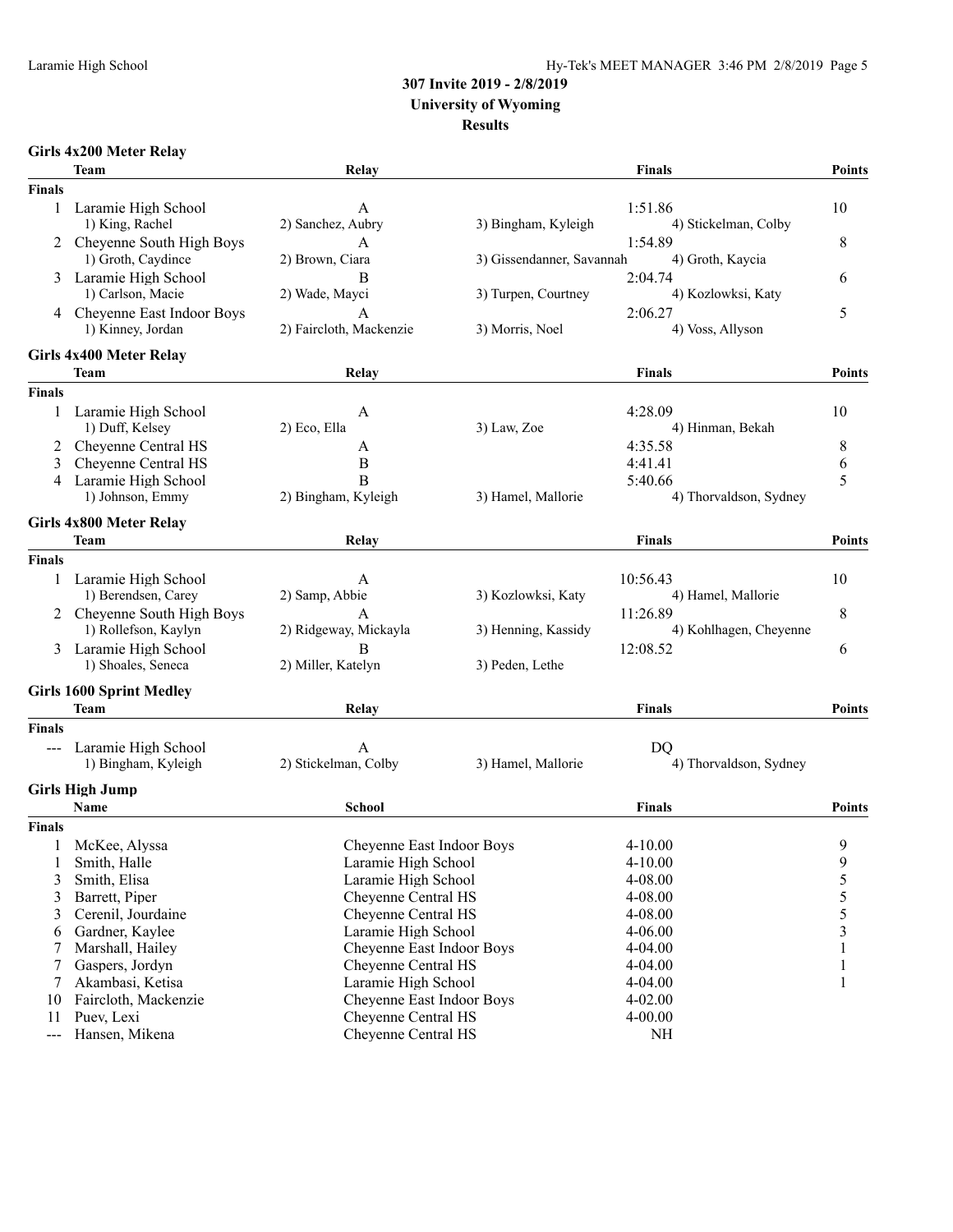# 307 Invite 2019 - 2/8/2019

## University of Wyoming

### Results

**Girls 4x200 Meter Relay**

| | Team | Relay | | Finals | Points |
|---|---|---|---|---|---|
| **Finals** | | | | | |
| 1 | Laramie High School | A | | 1:51.86 | 10 |
| | 1) King, Rachel | 2) Sanchez, Aubry | 3) Bingham, Kyleigh | 4) Stickelman, Colby | |
| 2 | Cheyenne South High Boys | A | | 1:54.89 | 8 |
| | 1) Groth, Caydince | 2) Brown, Ciara | 3) Gissendanner, Savannah | 4) Groth, Kaycia | |
| 3 | Laramie High School | B | | 2:04.74 | 6 |
| | 1) Carlson, Macie | 2) Wade, Mayci | 3) Turpen, Courtney | 4) Kozlowksi, Katy | |
| 4 | Cheyenne East Indoor Boys | A | | 2:06.27 | 5 |
| | 1) Kinney, Jordan | 2) Faircloth, Mackenzie | 3) Morris, Noel | 4) Voss, Allyson | |

**Girls 4x400 Meter Relay**

| | Team | Relay | | Finals | Points |
|---|---|---|---|---|---|
| **Finals** | | | | | |
| 1 | Laramie High School | A | | 4:28.09 | 10 |
| | 1) Duff, Kelsey | 2) Eco, Ella | 3) Law, Zoe | 4) Hinman, Bekah | |
| 2 | Cheyenne Central HS | A | | 4:35.58 | 8 |
| 3 | Cheyenne Central HS | B | | 4:41.41 | 6 |
| 4 | Laramie High School | B | | 5:40.66 | 5 |
| | 1) Johnson, Emmy | 2) Bingham, Kyleigh | 3) Hamel, Mallorie | 4) Thorvaldson, Sydney | |

**Girls 4x800 Meter Relay**

| | Team | Relay | | Finals | Points |
|---|---|---|---|---|---|
| **Finals** | | | | | |
| 1 | Laramie High School | A | | 10:56.43 | 10 |
| | 1) Berendsen, Carey | 2) Samp, Abbie | 3) Kozlowksi, Katy | 4) Hamel, Mallorie | |
| 2 | Cheyenne South High Boys | A | | 11:26.89 | 8 |
| | 1) Rollefson, Kaylyn | 2) Ridgeway, Mickayla | 3) Henning, Kassidy | 4) Kohlhagen, Cheyenne | |
| 3 | Laramie High School | B | | 12:08.52 | 6 |
| | 1) Shoales, Seneca | 2) Miller, Katelyn | 3) Peden, Lethe | | |

**Girls 1600 Sprint Medley**

| | Team | Relay | | Finals | Points |
|---|---|---|---|---|---|
| **Finals** | | | | | |
| --- | Laramie High School | A | | DQ | |
| | 1) Bingham, Kyleigh | 2) Stickelman, Colby | 3) Hamel, Mallorie | 4) Thorvaldson, Sydney | |

**Girls High Jump**

| | Name | School | Finals | Points |
|---|---|---|---|---|
| **Finals** | | | | |
| 1 | McKee, Alyssa | Cheyenne East Indoor Boys | 4-10.00 | 9 |
| 1 | Smith, Halle | Laramie High School | 4-10.00 | 9 |
| 3 | Smith, Elisa | Laramie High School | 4-08.00 | 5 |
| 3 | Barrett, Piper | Cheyenne Central HS | 4-08.00 | 5 |
| 3 | Cerenil, Jourdaine | Cheyenne Central HS | 4-08.00 | 5 |
| 6 | Gardner, Kaylee | Laramie High School | 4-06.00 | 3 |
| 7 | Marshall, Hailey | Cheyenne East Indoor Boys | 4-04.00 | 1 |
| 7 | Gaspers, Jordyn | Cheyenne Central HS | 4-04.00 | 1 |
| 7 | Akambasi, Ketisa | Laramie High School | 4-04.00 | 1 |
| 10 | Faircloth, Mackenzie | Cheyenne East Indoor Boys | 4-02.00 | |
| 11 | Puev, Lexi | Cheyenne Central HS | 4-00.00 | |
| --- | Hansen, Mikena | Cheyenne Central HS | NH | |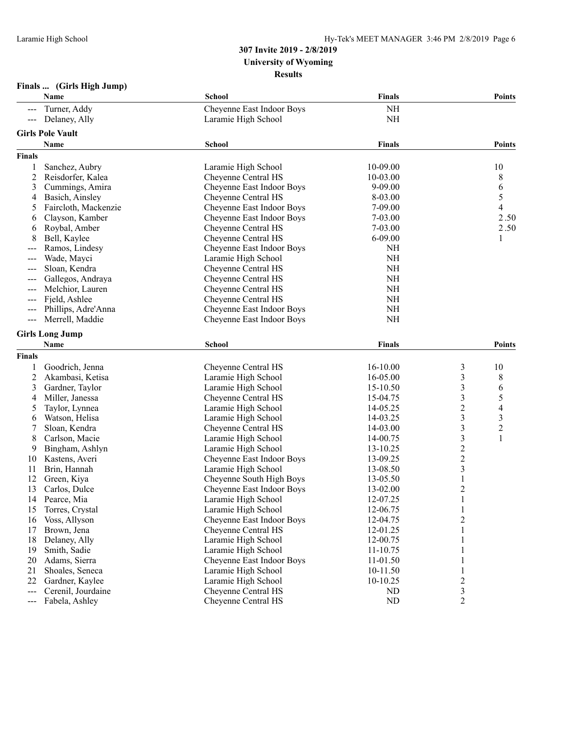**307 Invite 2019 - 2/8/2019**
**University of Wyoming**
**Results**

### Finals ... (Girls High Jump)

| | Name | School | Finals | Points |
|---|---|---|---|---|
| --- | Turner, Addy | Cheyenne East Indoor Boys | NH | |
| --- | Delaney, Ally | Laramie High School | NH | |

### Girls Pole Vault

| | Name | School | Finals | Points |
|---|---|---|---|---|
| **Finals** | | | | |
| 1 | Sanchez, Aubry | Laramie High School | 10-09.00 | 10 |
| 2 | Reisdorfer, Kalea | Cheyenne Central HS | 10-03.00 | 8 |
| 3 | Cummings, Amira | Cheyenne East Indoor Boys | 9-09.00 | 6 |
| 4 | Basich, Ainsley | Cheyenne Central HS | 8-03.00 | 5 |
| 5 | Faircloth, Mackenzie | Cheyenne East Indoor Boys | 7-09.00 | 4 |
| 6 | Clayson, Kamber | Cheyenne East Indoor Boys | 7-03.00 | 2.50 |
| 6 | Roybal, Amber | Cheyenne Central HS | 7-03.00 | 2.50 |
| 8 | Bell, Kaylee | Cheyenne Central HS | 6-09.00 | 1 |
| --- | Ramos, Lindesy | Cheyenne East Indoor Boys | NH | |
| --- | Wade, Mayci | Laramie High School | NH | |
| --- | Sloan, Kendra | Cheyenne Central HS | NH | |
| --- | Gallegos, Andraya | Cheyenne Central HS | NH | |
| --- | Melchior, Lauren | Cheyenne Central HS | NH | |
| --- | Fjeld, Ashlee | Cheyenne Central HS | NH | |
| --- | Phillips, Adre'Anna | Cheyenne East Indoor Boys | NH | |
| --- | Merrell, Maddie | Cheyenne East Indoor Boys | NH | |

### Girls Long Jump

| | Name | School | Finals | | Points |
|---|---|---|---|---|---|
| **Finals** | | | | | |
| 1 | Goodrich, Jenna | Cheyenne Central HS | 16-10.00 | 3 | 10 |
| 2 | Akambasi, Ketisa | Laramie High School | 16-05.00 | 3 | 8 |
| 3 | Gardner, Taylor | Laramie High School | 15-10.50 | 3 | 6 |
| 4 | Miller, Janessa | Cheyenne Central HS | 15-04.75 | 3 | 5 |
| 5 | Taylor, Lynnea | Laramie High School | 14-05.25 | 2 | 4 |
| 6 | Watson, Helisa | Laramie High School | 14-03.25 | 3 | 3 |
| 7 | Sloan, Kendra | Cheyenne Central HS | 14-03.00 | 3 | 2 |
| 8 | Carlson, Macie | Laramie High School | 14-00.75 | 3 | 1 |
| 9 | Bingham, Ashlyn | Laramie High School | 13-10.25 | 2 | |
| 10 | Kastens, Averi | Cheyenne East Indoor Boys | 13-09.25 | 2 | |
| 11 | Brin, Hannah | Laramie High School | 13-08.50 | 3 | |
| 12 | Green, Kiya | Cheyenne South High Boys | 13-05.50 | 1 | |
| 13 | Carlos, Dulce | Cheyenne East Indoor Boys | 13-02.00 | 2 | |
| 14 | Pearce, Mia | Laramie High School | 12-07.25 | 1 | |
| 15 | Torres, Crystal | Laramie High School | 12-06.75 | 1 | |
| 16 | Voss, Allyson | Cheyenne East Indoor Boys | 12-04.75 | 2 | |
| 17 | Brown, Jena | Cheyenne Central HS | 12-01.25 | 1 | |
| 18 | Delaney, Ally | Laramie High School | 12-00.75 | 1 | |
| 19 | Smith, Sadie | Laramie High School | 11-10.75 | 1 | |
| 20 | Adams, Sierra | Cheyenne East Indoor Boys | 11-01.50 | 1 | |
| 21 | Shoales, Seneca | Laramie High School | 10-11.50 | 1 | |
| 22 | Gardner, Kaylee | Laramie High School | 10-10.25 | 2 | |
| --- | Cerenil, Jourdaine | Cheyenne Central HS | ND | 3 | |
| --- | Fabela, Ashley | Cheyenne Central HS | ND | 2 | |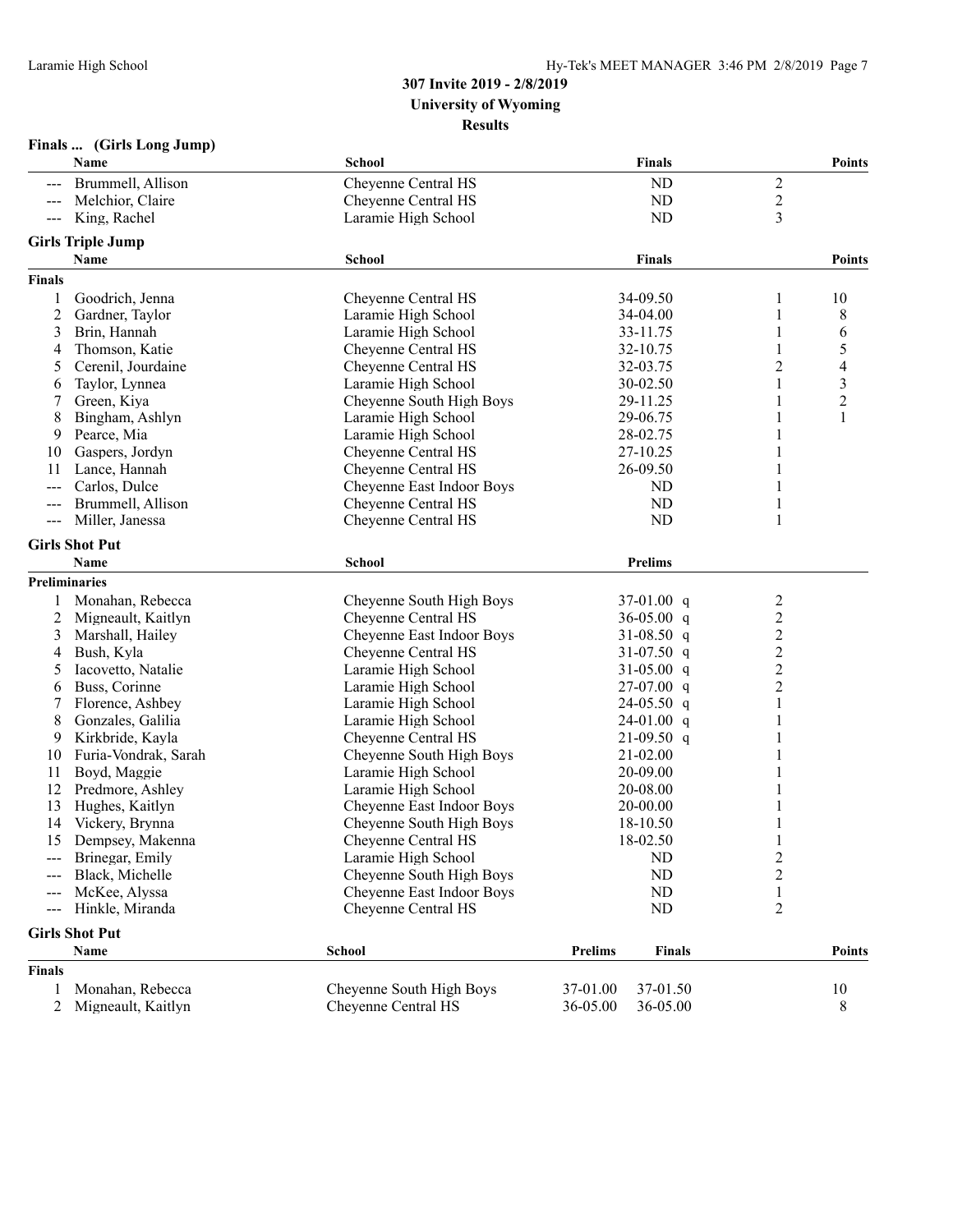### Finals ... (Girls Long Jump)

| | Name | School | Finals | | Points |
|---|---|---|---|---|---|
| --- | Brummell, Allison | Cheyenne Central HS | ND | 2 | |
| --- | Melchior, Claire | Cheyenne Central HS | ND | 2 | |
| --- | King, Rachel | Laramie High School | ND | 3 | |

### Girls Triple Jump

| | Name | School | Finals | | Points |
|---|---|---|---|---|---|
| **Finals** | | | | | |
| 1 | Goodrich, Jenna | Cheyenne Central HS | 34-09.50 | 1 | 10 |
| 2 | Gardner, Taylor | Laramie High School | 34-04.00 | 1 | 8 |
| 3 | Brin, Hannah | Laramie High School | 33-11.75 | 1 | 6 |
| 4 | Thomson, Katie | Cheyenne Central HS | 32-10.75 | 1 | 5 |
| 5 | Cerenil, Jourdaine | Cheyenne Central HS | 32-03.75 | 2 | 4 |
| 6 | Taylor, Lynnea | Laramie High School | 30-02.50 | 1 | 3 |
| 7 | Green, Kiya | Cheyenne South High Boys | 29-11.25 | 1 | 2 |
| 8 | Bingham, Ashlyn | Laramie High School | 29-06.75 | 1 | 1 |
| 9 | Pearce, Mia | Laramie High School | 28-02.75 | 1 | |
| 10 | Gaspers, Jordyn | Cheyenne Central HS | 27-10.25 | 1 | |
| 11 | Lance, Hannah | Cheyenne Central HS | 26-09.50 | 1 | |
| --- | Carlos, Dulce | Cheyenne East Indoor Boys | ND | 1 | |
| --- | Brummell, Allison | Cheyenne Central HS | ND | 1 | |
| --- | Miller, Janessa | Cheyenne Central HS | ND | 1 | |

### Girls Shot Put

| | Name | School | Prelims | |
|---|---|---|---|---|
| **Preliminaries** | | | | |
| 1 | Monahan, Rebecca | Cheyenne South High Boys | 37-01.00 q | 2 |
| 2 | Migneault, Kaitlyn | Cheyenne Central HS | 36-05.00 q | 2 |
| 3 | Marshall, Hailey | Cheyenne East Indoor Boys | 31-08.50 q | 2 |
| 4 | Bush, Kyla | Cheyenne Central HS | 31-07.50 q | 2 |
| 5 | Iacovetto, Natalie | Laramie High School | 31-05.00 q | 2 |
| 6 | Buss, Corinne | Laramie High School | 27-07.00 q | 2 |
| 7 | Florence, Ashbey | Laramie High School | 24-05.50 q | 1 |
| 8 | Gonzales, Galilia | Laramie High School | 24-01.00 q | 1 |
| 9 | Kirkbride, Kayla | Cheyenne Central HS | 21-09.50 q | 1 |
| 10 | Furia-Vondrak, Sarah | Cheyenne South High Boys | 21-02.00 | 1 |
| 11 | Boyd, Maggie | Laramie High School | 20-09.00 | 1 |
| 12 | Predmore, Ashley | Laramie High School | 20-08.00 | 1 |
| 13 | Hughes, Kaitlyn | Cheyenne East Indoor Boys | 20-00.00 | 1 |
| 14 | Vickery, Brynna | Cheyenne South High Boys | 18-10.50 | 1 |
| 15 | Dempsey, Makenna | Cheyenne Central HS | 18-02.50 | 1 |
| --- | Brinegar, Emily | Laramie High School | ND | 2 |
| --- | Black, Michelle | Cheyenne South High Boys | ND | 2 |
| --- | McKee, Alyssa | Cheyenne East Indoor Boys | ND | 1 |
| --- | Hinkle, Miranda | Cheyenne Central HS | ND | 2 |

### Girls Shot Put

| | Name | School | Prelims | Finals | Points |
|---|---|---|---|---|---|
| **Finals** | | | | | |
| 1 | Monahan, Rebecca | Cheyenne South High Boys | 37-01.00 | 37-01.50 | 10 |
| 2 | Migneault, Kaitlyn | Cheyenne Central HS | 36-05.00 | 36-05.00 | 8 |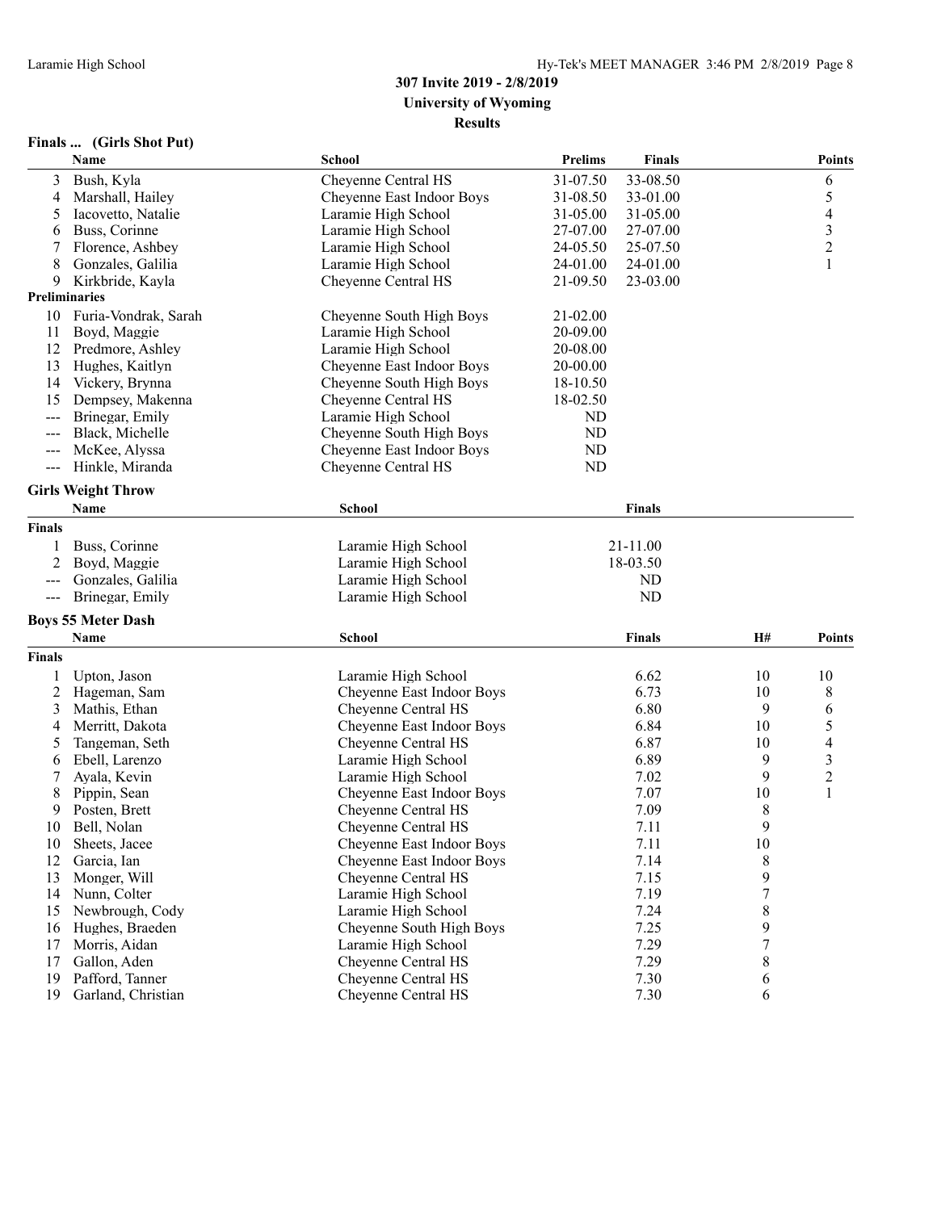**307 Invite 2019 - 2/8/2019**
**University of Wyoming**
**Results**

### Finals ... (Girls Shot Put)

| | Name | School | Prelims | Finals | Points |
|---|---|---|---|---|---|
| 3 | Bush, Kyla | Cheyenne Central HS | 31-07.50 | 33-08.50 | 6 |
| 4 | Marshall, Hailey | Cheyenne East Indoor Boys | 31-08.50 | 33-01.00 | 5 |
| 5 | Iacovetto, Natalie | Laramie High School | 31-05.00 | 31-05.00 | 4 |
| 6 | Buss, Corinne | Laramie High School | 27-07.00 | 27-07.00 | 3 |
| 7 | Florence, Ashbey | Laramie High School | 24-05.50 | 25-07.50 | 2 |
| 8 | Gonzales, Galilia | Laramie High School | 24-01.00 | 24-01.00 | 1 |
| 9 | Kirkbride, Kayla | Cheyenne Central HS | 21-09.50 | 23-03.00 | |
| **Preliminaries** | | | | | |
| 10 | Furia-Vondrak, Sarah | Cheyenne South High Boys | 21-02.00 | | |
| 11 | Boyd, Maggie | Laramie High School | 20-09.00 | | |
| 12 | Predmore, Ashley | Laramie High School | 20-08.00 | | |
| 13 | Hughes, Kaitlyn | Cheyenne East Indoor Boys | 20-00.00 | | |
| 14 | Vickery, Brynna | Cheyenne South High Boys | 18-10.50 | | |
| 15 | Dempsey, Makenna | Cheyenne Central HS | 18-02.50 | | |
| --- | Brinegar, Emily | Laramie High School | ND | | |
| --- | Black, Michelle | Cheyenne South High Boys | ND | | |
| --- | McKee, Alyssa | Cheyenne East Indoor Boys | ND | | |
| --- | Hinkle, Miranda | Cheyenne Central HS | ND | | |

### Girls Weight Throw

| | Name | School | Finals |
|---|---|---|---|
| **Finals** | | | |
| 1 | Buss, Corinne | Laramie High School | 21-11.00 |
| 2 | Boyd, Maggie | Laramie High School | 18-03.50 |
| --- | Gonzales, Galilia | Laramie High School | ND |
| --- | Brinegar, Emily | Laramie High School | ND |

### Boys 55 Meter Dash

| | Name | School | Finals | H# | Points |
|---|---|---|---|---|---|
| **Finals** | | | | | |
| 1 | Upton, Jason | Laramie High School | 6.62 | 10 | 10 |
| 2 | Hageman, Sam | Cheyenne East Indoor Boys | 6.73 | 10 | 8 |
| 3 | Mathis, Ethan | Cheyenne Central HS | 6.80 | 9 | 6 |
| 4 | Merritt, Dakota | Cheyenne East Indoor Boys | 6.84 | 10 | 5 |
| 5 | Tangeman, Seth | Cheyenne Central HS | 6.87 | 10 | 4 |
| 6 | Ebell, Larenzo | Laramie High School | 6.89 | 9 | 3 |
| 7 | Ayala, Kevin | Laramie High School | 7.02 | 9 | 2 |
| 8 | Pippin, Sean | Cheyenne East Indoor Boys | 7.07 | 10 | 1 |
| 9 | Posten, Brett | Cheyenne Central HS | 7.09 | 8 | |
| 10 | Bell, Nolan | Cheyenne Central HS | 7.11 | 9 | |
| 10 | Sheets, Jacee | Cheyenne East Indoor Boys | 7.11 | 10 | |
| 12 | Garcia, Ian | Cheyenne East Indoor Boys | 7.14 | 8 | |
| 13 | Monger, Will | Cheyenne Central HS | 7.15 | 9 | |
| 14 | Nunn, Colter | Laramie High School | 7.19 | 7 | |
| 15 | Newbrough, Cody | Laramie High School | 7.24 | 8 | |
| 16 | Hughes, Braeden | Cheyenne South High Boys | 7.25 | 9 | |
| 17 | Morris, Aidan | Laramie High School | 7.29 | 7 | |
| 17 | Gallon, Aden | Cheyenne Central HS | 7.29 | 8 | |
| 19 | Pafford, Tanner | Cheyenne Central HS | 7.30 | 6 | |
| 19 | Garland, Christian | Cheyenne Central HS | 7.30 | 6 | |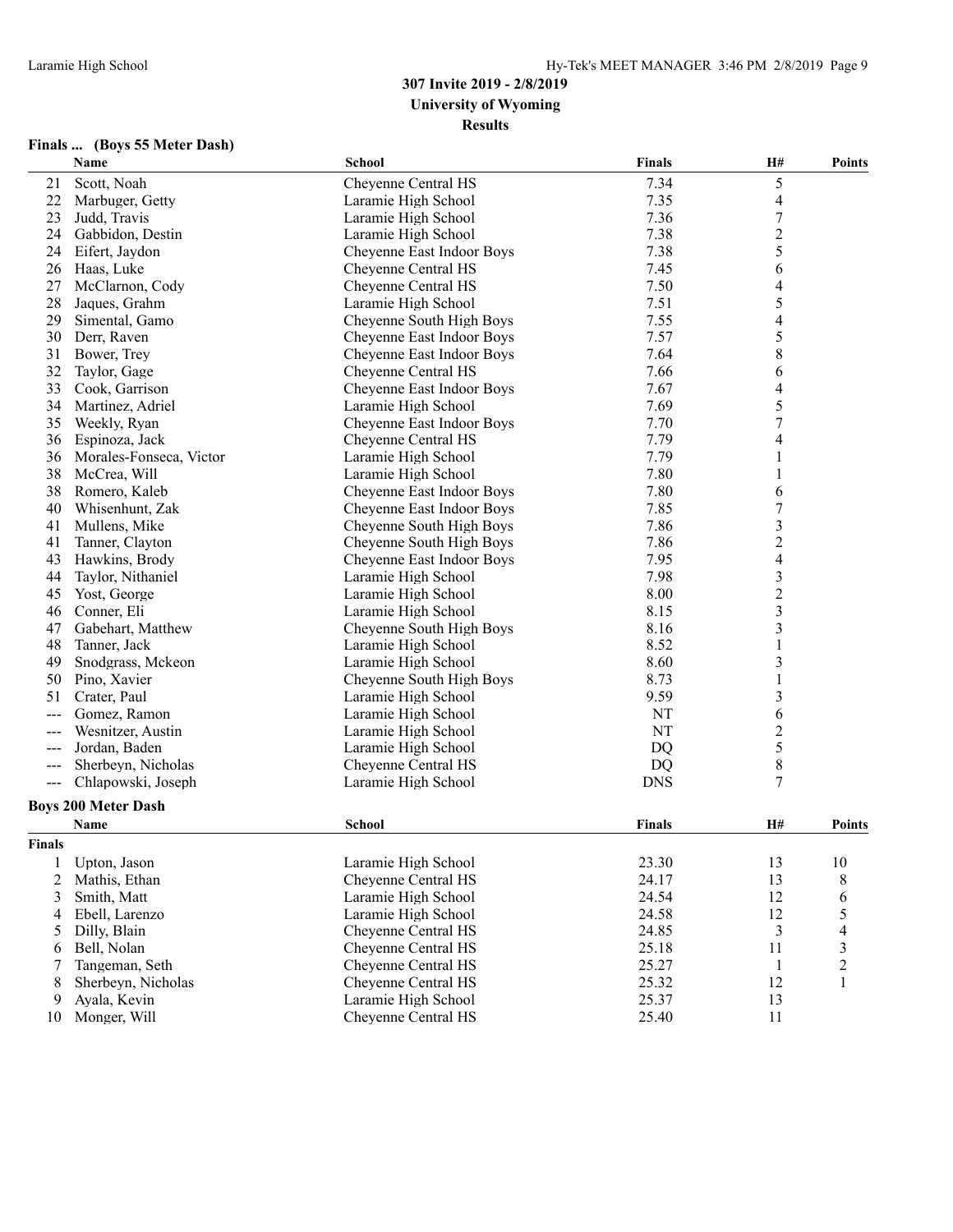# 307 Invite 2019 - 2/8/2019

**University of Wyoming**

**Results**

### Finals ... (Boys 55 Meter Dash)

| | Name | School | Finals | H# | Points |
|---|---|---|---|---|---|
| 21 | Scott, Noah | Cheyenne Central HS | 7.34 | 5 | |
| 22 | Marbuger, Getty | Laramie High School | 7.35 | 4 | |
| 23 | Judd, Travis | Laramie High School | 7.36 | 7 | |
| 24 | Gabbidon, Destin | Laramie High School | 7.38 | 2 | |
| 24 | Eifert, Jaydon | Cheyenne East Indoor Boys | 7.38 | 5 | |
| 26 | Haas, Luke | Cheyenne Central HS | 7.45 | 6 | |
| 27 | McClarnon, Cody | Cheyenne Central HS | 7.50 | 4 | |
| 28 | Jaques, Grahm | Laramie High School | 7.51 | 5 | |
| 29 | Simental, Gamo | Cheyenne South High Boys | 7.55 | 4 | |
| 30 | Derr, Raven | Cheyenne East Indoor Boys | 7.57 | 5 | |
| 31 | Bower, Trey | Cheyenne East Indoor Boys | 7.64 | 8 | |
| 32 | Taylor, Gage | Cheyenne Central HS | 7.66 | 6 | |
| 33 | Cook, Garrison | Cheyenne East Indoor Boys | 7.67 | 4 | |
| 34 | Martinez, Adriel | Laramie High School | 7.69 | 5 | |
| 35 | Weekly, Ryan | Cheyenne East Indoor Boys | 7.70 | 7 | |
| 36 | Espinoza, Jack | Cheyenne Central HS | 7.79 | 4 | |
| 36 | Morales-Fonseca, Victor | Laramie High School | 7.79 | 1 | |
| 38 | McCrea, Will | Laramie High School | 7.80 | 1 | |
| 38 | Romero, Kaleb | Cheyenne East Indoor Boys | 7.80 | 6 | |
| 40 | Whisenhunt, Zak | Cheyenne East Indoor Boys | 7.85 | 7 | |
| 41 | Mullens, Mike | Cheyenne South High Boys | 7.86 | 3 | |
| 41 | Tanner, Clayton | Cheyenne South High Boys | 7.86 | 2 | |
| 43 | Hawkins, Brody | Cheyenne East Indoor Boys | 7.95 | 4 | |
| 44 | Taylor, Nithaniel | Laramie High School | 7.98 | 3 | |
| 45 | Yost, George | Laramie High School | 8.00 | 2 | |
| 46 | Conner, Eli | Laramie High School | 8.15 | 3 | |
| 47 | Gabehart, Matthew | Cheyenne South High Boys | 8.16 | 3 | |
| 48 | Tanner, Jack | Laramie High School | 8.52 | 1 | |
| 49 | Snodgrass, Mckeon | Laramie High School | 8.60 | 3 | |
| 50 | Pino, Xavier | Cheyenne South High Boys | 8.73 | 1 | |
| 51 | Crater, Paul | Laramie High School | 9.59 | 3 | |
| --- | Gomez, Ramon | Laramie High School | NT | 6 | |
| --- | Wesnitzer, Austin | Laramie High School | NT | 2 | |
| --- | Jordan, Baden | Laramie High School | DQ | 5 | |
| --- | Sherbeyn, Nicholas | Cheyenne Central HS | DQ | 8 | |
| --- | Chlapowski, Joseph | Laramie High School | DNS | 7 | |

### Boys 200 Meter Dash

| | Name | School | Finals | H# | Points |
|---|---|---|---|---|---|
| **Finals** | | | | | |
| 1 | Upton, Jason | Laramie High School | 23.30 | 13 | 10 |
| 2 | Mathis, Ethan | Cheyenne Central HS | 24.17 | 13 | 8 |
| 3 | Smith, Matt | Laramie High School | 24.54 | 12 | 6 |
| 4 | Ebell, Larenzo | Laramie High School | 24.58 | 12 | 5 |
| 5 | Dilly, Blain | Cheyenne Central HS | 24.85 | 3 | 4 |
| 6 | Bell, Nolan | Cheyenne Central HS | 25.18 | 11 | 3 |
| 7 | Tangeman, Seth | Cheyenne Central HS | 25.27 | 1 | 2 |
| 8 | Sherbeyn, Nicholas | Cheyenne Central HS | 25.32 | 12 | 1 |
| 9 | Ayala, Kevin | Laramie High School | 25.37 | 13 | |
| 10 | Monger, Will | Cheyenne Central HS | 25.40 | 11 | |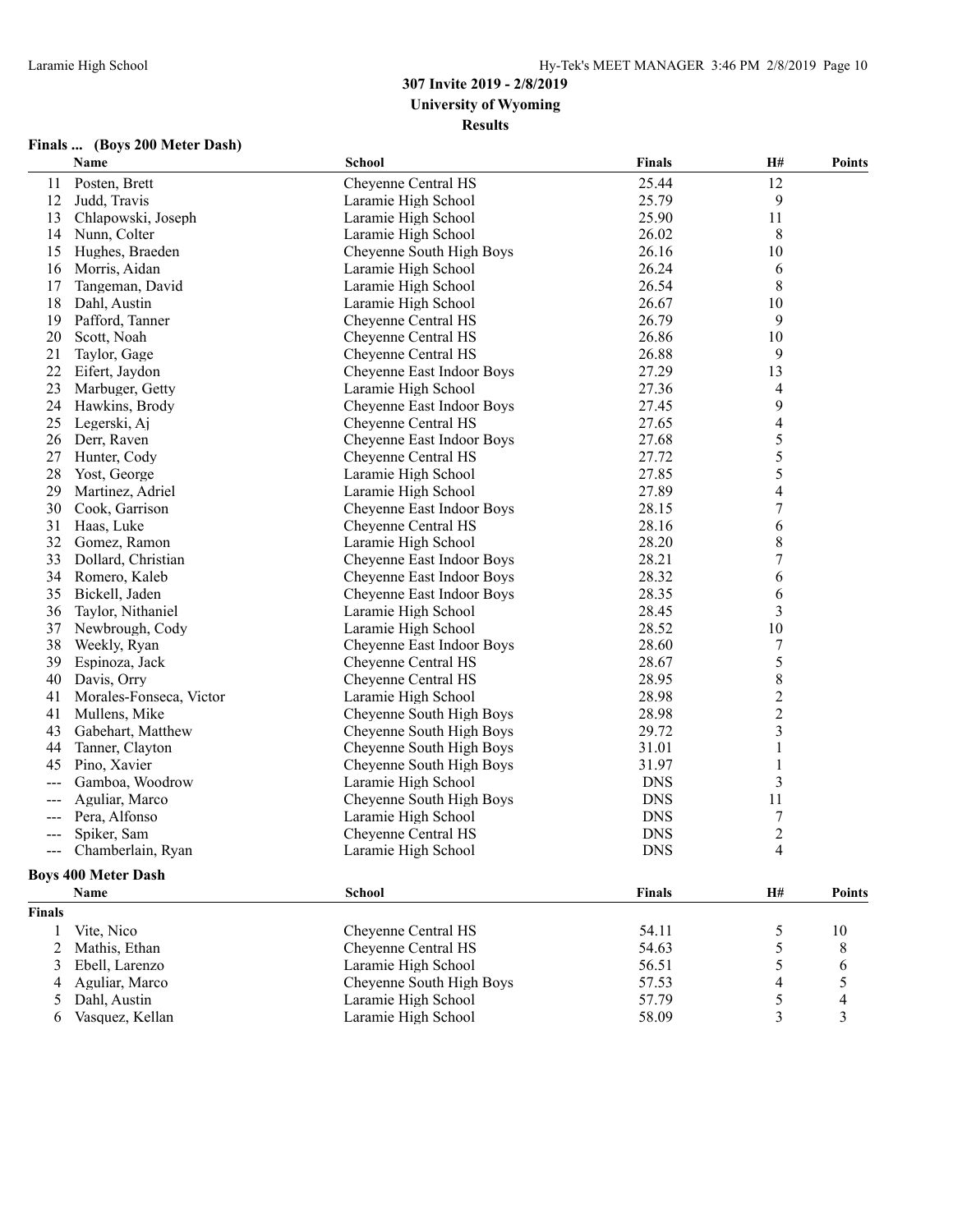# 307 Invite 2019 - 2/8/2019

**University of Wyoming**

**Results**

### Finals ... (Boys 200 Meter Dash)

| | Name | School | Finals | H# | Points |
|---|---|---|---|---|---|
| 11 | Posten, Brett | Cheyenne Central HS | 25.44 | 12 | |
| 12 | Judd, Travis | Laramie High School | 25.79 | 9 | |
| 13 | Chlapowski, Joseph | Laramie High School | 25.90 | 11 | |
| 14 | Nunn, Colter | Laramie High School | 26.02 | 8 | |
| 15 | Hughes, Braeden | Cheyenne South High Boys | 26.16 | 10 | |
| 16 | Morris, Aidan | Laramie High School | 26.24 | 6 | |
| 17 | Tangeman, David | Laramie High School | 26.54 | 8 | |
| 18 | Dahl, Austin | Laramie High School | 26.67 | 10 | |
| 19 | Pafford, Tanner | Cheyenne Central HS | 26.79 | 9 | |
| 20 | Scott, Noah | Cheyenne Central HS | 26.86 | 10 | |
| 21 | Taylor, Gage | Cheyenne Central HS | 26.88 | 9 | |
| 22 | Eifert, Jaydon | Cheyenne East Indoor Boys | 27.29 | 13 | |
| 23 | Marbuger, Getty | Laramie High School | 27.36 | 4 | |
| 24 | Hawkins, Brody | Cheyenne East Indoor Boys | 27.45 | 9 | |
| 25 | Legerski, Aj | Cheyenne Central HS | 27.65 | 4 | |
| 26 | Derr, Raven | Cheyenne East Indoor Boys | 27.68 | 5 | |
| 27 | Hunter, Cody | Cheyenne Central HS | 27.72 | 5 | |
| 28 | Yost, George | Laramie High School | 27.85 | 5 | |
| 29 | Martinez, Adriel | Laramie High School | 27.89 | 4 | |
| 30 | Cook, Garrison | Cheyenne East Indoor Boys | 28.15 | 7 | |
| 31 | Haas, Luke | Cheyenne Central HS | 28.16 | 6 | |
| 32 | Gomez, Ramon | Laramie High School | 28.20 | 8 | |
| 33 | Dollard, Christian | Cheyenne East Indoor Boys | 28.21 | 7 | |
| 34 | Romero, Kaleb | Cheyenne East Indoor Boys | 28.32 | 6 | |
| 35 | Bickell, Jaden | Cheyenne East Indoor Boys | 28.35 | 6 | |
| 36 | Taylor, Nithaniel | Laramie High School | 28.45 | 3 | |
| 37 | Newbrough, Cody | Laramie High School | 28.52 | 10 | |
| 38 | Weekly, Ryan | Cheyenne East Indoor Boys | 28.60 | 7 | |
| 39 | Espinoza, Jack | Cheyenne Central HS | 28.67 | 5 | |
| 40 | Davis, Orry | Cheyenne Central HS | 28.95 | 8 | |
| 41 | Morales-Fonseca, Victor | Laramie High School | 28.98 | 2 | |
| 41 | Mullens, Mike | Cheyenne South High Boys | 28.98 | 2 | |
| 43 | Gabehart, Matthew | Cheyenne South High Boys | 29.72 | 3 | |
| 44 | Tanner, Clayton | Cheyenne South High Boys | 31.01 | 1 | |
| 45 | Pino, Xavier | Cheyenne South High Boys | 31.97 | 1 | |
| --- | Gamboa, Woodrow | Laramie High School | DNS | 3 | |
| --- | Aguliar, Marco | Cheyenne South High Boys | DNS | 11 | |
| --- | Pera, Alfonso | Laramie High School | DNS | 7 | |
| --- | Spiker, Sam | Cheyenne Central HS | DNS | 2 | |
| --- | Chamberlain, Ryan | Laramie High School | DNS | 4 | |

### Boys 400 Meter Dash

| | Name | School | Finals | H# | Points |
|---|---|---|---|---|---|
| **Finals** | | | | | |
| 1 | Vite, Nico | Cheyenne Central HS | 54.11 | 5 | 10 |
| 2 | Mathis, Ethan | Cheyenne Central HS | 54.63 | 5 | 8 |
| 3 | Ebell, Larenzo | Laramie High School | 56.51 | 5 | 6 |
| 4 | Aguliar, Marco | Cheyenne South High Boys | 57.53 | 4 | 5 |
| 5 | Dahl, Austin | Laramie High School | 57.79 | 5 | 4 |
| 6 | Vasquez, Kellan | Laramie High School | 58.09 | 3 | 3 |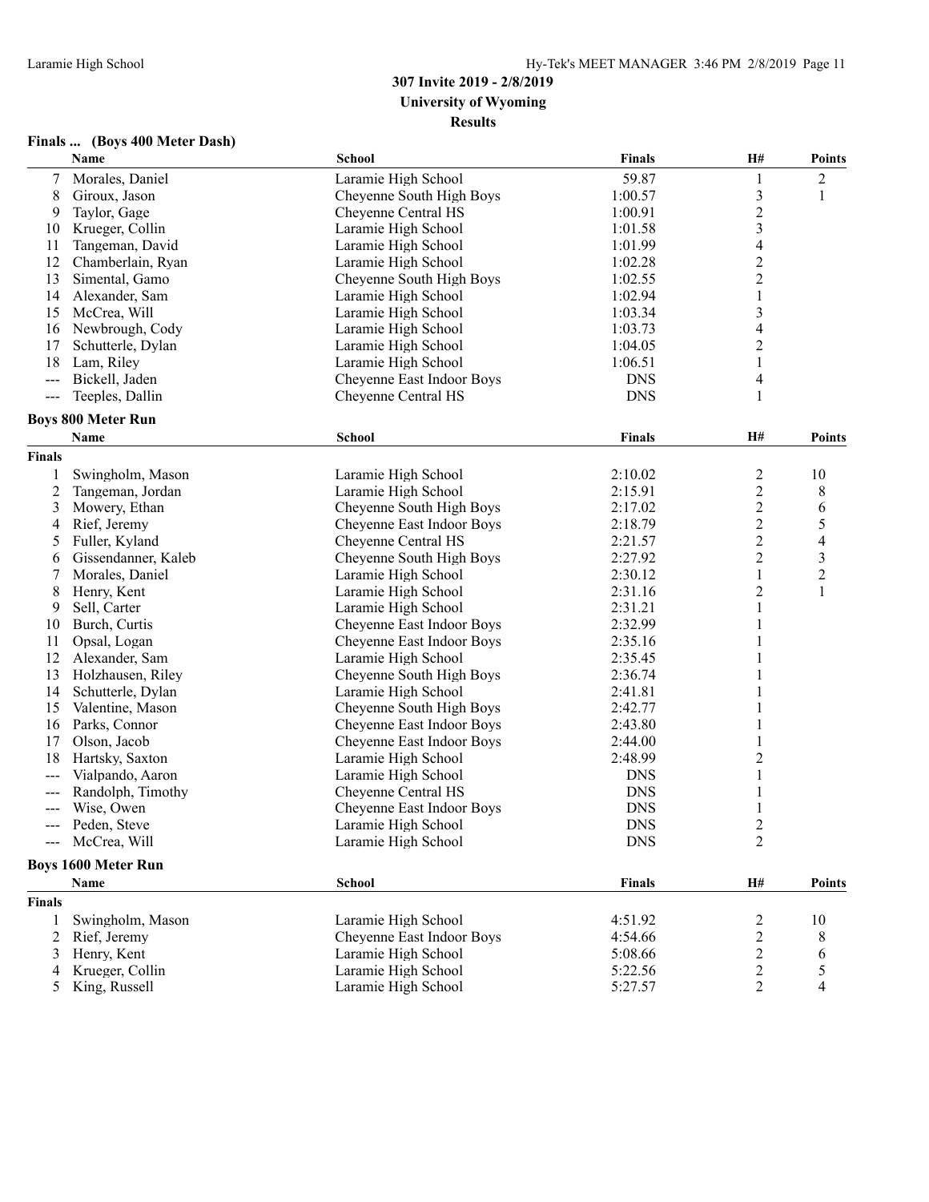# 307 Invite 2019 - 2/8/2019

## University of Wyoming

### Results

#### Finals ... (Boys 400 Meter Dash)

| | Name | School | Finals | H# | Points |
|---|---|---|---|---|---|
| 7 | Morales, Daniel | Laramie High School | 59.87 | 1 | 2 |
| 8 | Giroux, Jason | Cheyenne South High Boys | 1:00.57 | 3 | 1 |
| 9 | Taylor, Gage | Cheyenne Central HS | 1:00.91 | 2 | |
| 10 | Krueger, Collin | Laramie High School | 1:01.58 | 3 | |
| 11 | Tangeman, David | Laramie High School | 1:01.99 | 4 | |
| 12 | Chamberlain, Ryan | Laramie High School | 1:02.28 | 2 | |
| 13 | Simental, Gamo | Cheyenne South High Boys | 1:02.55 | 2 | |
| 14 | Alexander, Sam | Laramie High School | 1:02.94 | 1 | |
| 15 | McCrea, Will | Laramie High School | 1:03.34 | 3 | |
| 16 | Newbrough, Cody | Laramie High School | 1:03.73 | 4 | |
| 17 | Schutterle, Dylan | Laramie High School | 1:04.05 | 2 | |
| 18 | Lam, Riley | Laramie High School | 1:06.51 | 1 | |
| --- | Bickell, Jaden | Cheyenne East Indoor Boys | DNS | 4 | |
| --- | Teeples, Dallin | Cheyenne Central HS | DNS | 1 | |

#### Boys 800 Meter Run

| | Name | School | Finals | H# | Points |
|---|---|---|---|---|---|
| **Finals** | | | | | |
| 1 | Swingholm, Mason | Laramie High School | 2:10.02 | 2 | 10 |
| 2 | Tangeman, Jordan | Laramie High School | 2:15.91 | 2 | 8 |
| 3 | Mowery, Ethan | Cheyenne South High Boys | 2:17.02 | 2 | 6 |
| 4 | Rief, Jeremy | Cheyenne East Indoor Boys | 2:18.79 | 2 | 5 |
| 5 | Fuller, Kyland | Cheyenne Central HS | 2:21.57 | 2 | 4 |
| 6 | Gissendanner, Kaleb | Cheyenne South High Boys | 2:27.92 | 2 | 3 |
| 7 | Morales, Daniel | Laramie High School | 2:30.12 | 1 | 2 |
| 8 | Henry, Kent | Laramie High School | 2:31.16 | 2 | 1 |
| 9 | Sell, Carter | Laramie High School | 2:31.21 | 1 | |
| 10 | Burch, Curtis | Cheyenne East Indoor Boys | 2:32.99 | 1 | |
| 11 | Opsal, Logan | Cheyenne East Indoor Boys | 2:35.16 | 1 | |
| 12 | Alexander, Sam | Laramie High School | 2:35.45 | 1 | |
| 13 | Holzhausen, Riley | Cheyenne South High Boys | 2:36.74 | 1 | |
| 14 | Schutterle, Dylan | Laramie High School | 2:41.81 | 1 | |
| 15 | Valentine, Mason | Cheyenne South High Boys | 2:42.77 | 1 | |
| 16 | Parks, Connor | Cheyenne East Indoor Boys | 2:43.80 | 1 | |
| 17 | Olson, Jacob | Cheyenne East Indoor Boys | 2:44.00 | 1 | |
| 18 | Hartsky, Saxton | Laramie High School | 2:48.99 | 2 | |
| --- | Vialpando, Aaron | Laramie High School | DNS | 1 | |
| --- | Randolph, Timothy | Cheyenne Central HS | DNS | 1 | |
| --- | Wise, Owen | Cheyenne East Indoor Boys | DNS | 1 | |
| --- | Peden, Steve | Laramie High School | DNS | 2 | |
| --- | McCrea, Will | Laramie High School | DNS | 2 | |

#### Boys 1600 Meter Run

| | Name | School | Finals | H# | Points |
|---|---|---|---|---|---|
| **Finals** | | | | | |
| 1 | Swingholm, Mason | Laramie High School | 4:51.92 | 2 | 10 |
| 2 | Rief, Jeremy | Cheyenne East Indoor Boys | 4:54.66 | 2 | 8 |
| 3 | Henry, Kent | Laramie High School | 5:08.66 | 2 | 6 |
| 4 | Krueger, Collin | Laramie High School | 5:22.56 | 2 | 5 |
| 5 | King, Russell | Laramie High School | 5:27.57 | 2 | 4 |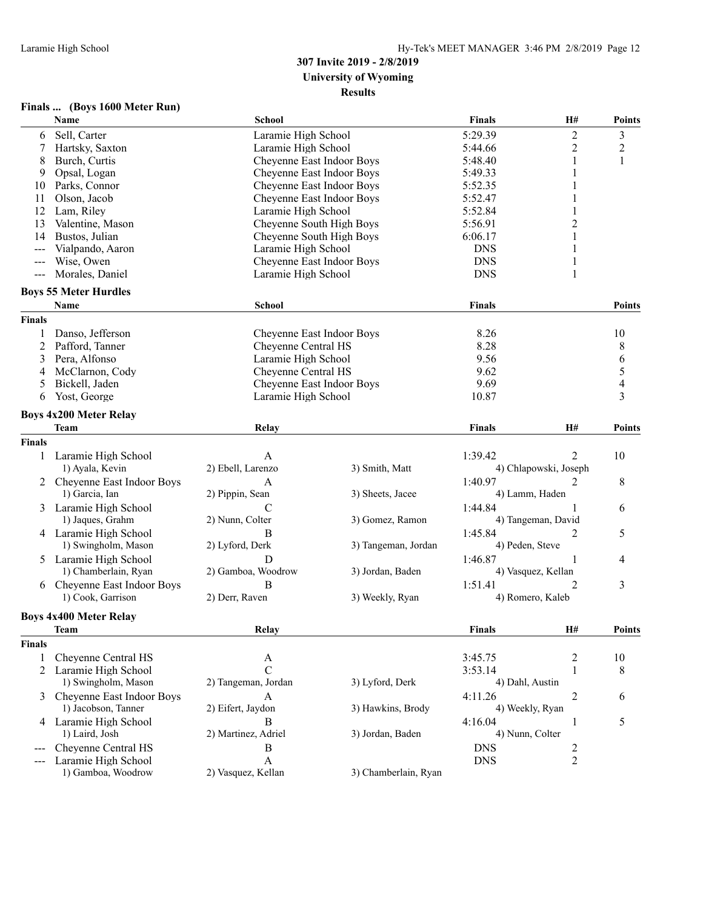**307 Invite 2019 - 2/8/2019**
**University of Wyoming**
**Results**

### Finals ... (Boys 1600 Meter Run)

| | Name | School | Finals | H# | Points |
|---|---|---|---|---|---|
| 6 | Sell, Carter | Laramie High School | 5:29.39 | 2 | 3 |
| 7 | Hartsky, Saxton | Laramie High School | 5:44.66 | 2 | 2 |
| 8 | Burch, Curtis | Cheyenne East Indoor Boys | 5:48.40 | 1 | 1 |
| 9 | Opsal, Logan | Cheyenne East Indoor Boys | 5:49.33 | 1 | |
| 10 | Parks, Connor | Cheyenne East Indoor Boys | 5:52.35 | 1 | |
| 11 | Olson, Jacob | Cheyenne East Indoor Boys | 5:52.47 | 1 | |
| 12 | Lam, Riley | Laramie High School | 5:52.84 | 1 | |
| 13 | Valentine, Mason | Cheyenne South High Boys | 5:56.91 | 2 | |
| 14 | Bustos, Julian | Cheyenne South High Boys | 6:06.17 | 1 | |
| --- | Vialpando, Aaron | Laramie High School | DNS | 1 | |
| --- | Wise, Owen | Cheyenne East Indoor Boys | DNS | 1 | |
| --- | Morales, Daniel | Laramie High School | DNS | 1 | |

### Boys 55 Meter Hurdles

| | Name | School | Finals | Points |
|---|---|---|---|---|
| **Finals** | | | | |
| 1 | Danso, Jefferson | Cheyenne East Indoor Boys | 8.26 | 10 |
| 2 | Pafford, Tanner | Cheyenne Central HS | 8.28 | 8 |
| 3 | Pera, Alfonso | Laramie High School | 9.56 | 6 |
| 4 | McClarnon, Cody | Cheyenne Central HS | 9.62 | 5 |
| 5 | Bickell, Jaden | Cheyenne East Indoor Boys | 9.69 | 4 |
| 6 | Yost, George | Laramie High School | 10.87 | 3 |

### Boys 4x200 Meter Relay

| | Team | Relay | | Finals | H# | Points |
|---|---|---|---|---|---|---|
| **Finals** | | | | | | |
| 1 | Laramie High School | A | | 1:39.42 | 2 | 10 |
| | 1) Ayala, Kevin | 2) Ebell, Larenzo | 3) Smith, Matt | 4) Chlapowski, Joseph | | |
| 2 | Cheyenne East Indoor Boys | A | | 1:40.97 | 2 | 8 |
| | 1) Garcia, Ian | 2) Pippin, Sean | 3) Sheets, Jacee | 4) Lamm, Haden | | |
| 3 | Laramie High School | C | | 1:44.84 | 1 | 6 |
| | 1) Jaques, Grahm | 2) Nunn, Colter | 3) Gomez, Ramon | 4) Tangeman, David | | |
| 4 | Laramie High School | B | | 1:45.84 | 2 | 5 |
| | 1) Swingholm, Mason | 2) Lyford, Derk | 3) Tangeman, Jordan | 4) Peden, Steve | | |
| 5 | Laramie High School | D | | 1:46.87 | 1 | 4 |
| | 1) Chamberlain, Ryan | 2) Gamboa, Woodrow | 3) Jordan, Baden | 4) Vasquez, Kellan | | |
| 6 | Cheyenne East Indoor Boys | B | | 1:51.41 | 2 | 3 |
| | 1) Cook, Garrison | 2) Derr, Raven | 3) Weekly, Ryan | 4) Romero, Kaleb | | |

### Boys 4x400 Meter Relay

| | Team | Relay | | Finals | H# | Points |
|---|---|---|---|---|---|---|
| **Finals** | | | | | | |
| 1 | Cheyenne Central HS | A | | 3:45.75 | 2 | 10 |
| 2 | Laramie High School | C | | 3:53.14 | 1 | 8 |
| | 1) Swingholm, Mason | 2) Tangeman, Jordan | 3) Lyford, Derk | 4) Dahl, Austin | | |
| 3 | Cheyenne East Indoor Boys | A | | 4:11.26 | 2 | 6 |
| | 1) Jacobson, Tanner | 2) Eifert, Jaydon | 3) Hawkins, Brody | 4) Weekly, Ryan | | |
| 4 | Laramie High School | B | | 4:16.04 | 1 | 5 |
| | 1) Laird, Josh | 2) Martinez, Adriel | 3) Jordan, Baden | 4) Nunn, Colter | | |
| --- | Cheyenne Central HS | B | | DNS | 2 | |
| --- | Laramie High School | A | | DNS | 2 | |
| | 1) Gamboa, Woodrow | 2) Vasquez, Kellan | 3) Chamberlain, Ryan | | | |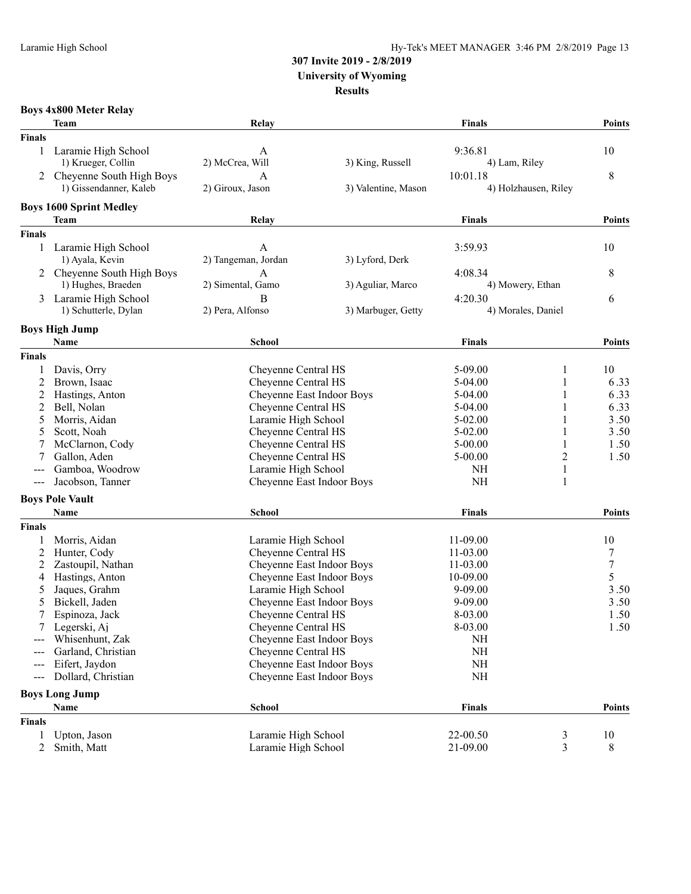# 307 Invite 2019 - 2/8/2019
## University of Wyoming
### Results

**Boys 4x800 Meter Relay**

| | Team | Relay | | Finals | Points |
|---|---|---|---|---|---|
| **Finals** | | | | | |
| 1 | Laramie High School | A | | 9:36.81 | 10 |
| | 1) Krueger, Collin | 2) McCrea, Will | 3) King, Russell | 4) Lam, Riley | |
| 2 | Cheyenne South High Boys | A | | 10:01.18 | 8 |
| | 1) Gissendanner, Kaleb | 2) Giroux, Jason | 3) Valentine, Mason | 4) Holzhausen, Riley | |

**Boys 1600 Sprint Medley**

| | Team | Relay | | Finals | Points |
|---|---|---|---|---|---|
| **Finals** | | | | | |
| 1 | Laramie High School | A | | 3:59.93 | 10 |
| | 1) Ayala, Kevin | 2) Tangeman, Jordan | 3) Lyford, Derk | | |
| 2 | Cheyenne South High Boys | A | | 4:08.34 | 8 |
| | 1) Hughes, Braeden | 2) Simental, Gamo | 3) Aguliar, Marco | 4) Mowery, Ethan | |
| 3 | Laramie High School | B | | 4:20.30 | 6 |
| | 1) Schutterle, Dylan | 2) Pera, Alfonso | 3) Marbuger, Getty | 4) Morales, Daniel | |

**Boys High Jump**

| | Name | School | Finals | | Points |
|---|---|---|---|---|---|
| **Finals** | | | | | |
| 1 | Davis, Orry | Cheyenne Central HS | 5-09.00 | 1 | 10 |
| 2 | Brown, Isaac | Cheyenne Central HS | 5-04.00 | 1 | 6.33 |
| 2 | Hastings, Anton | Cheyenne East Indoor Boys | 5-04.00 | 1 | 6.33 |
| 2 | Bell, Nolan | Cheyenne Central HS | 5-04.00 | 1 | 6.33 |
| 5 | Morris, Aidan | Laramie High School | 5-02.00 | 1 | 3.50 |
| 5 | Scott, Noah | Cheyenne Central HS | 5-02.00 | 1 | 3.50 |
| 7 | McClarnon, Cody | Cheyenne Central HS | 5-00.00 | 1 | 1.50 |
| 7 | Gallon, Aden | Cheyenne Central HS | 5-00.00 | 2 | 1.50 |
| --- | Gamboa, Woodrow | Laramie High School | NH | 1 | |
| --- | Jacobson, Tanner | Cheyenne East Indoor Boys | NH | 1 | |

**Boys Pole Vault**

| | Name | School | Finals | Points |
|---|---|---|---|---|
| **Finals** | | | | |
| 1 | Morris, Aidan | Laramie High School | 11-09.00 | 10 |
| 2 | Hunter, Cody | Cheyenne Central HS | 11-03.00 | 7 |
| 2 | Zastoupil, Nathan | Cheyenne East Indoor Boys | 11-03.00 | 7 |
| 4 | Hastings, Anton | Cheyenne East Indoor Boys | 10-09.00 | 5 |
| 5 | Jaques, Grahm | Laramie High School | 9-09.00 | 3.50 |
| 5 | Bickell, Jaden | Cheyenne East Indoor Boys | 9-09.00 | 3.50 |
| 7 | Espinoza, Jack | Cheyenne Central HS | 8-03.00 | 1.50 |
| 7 | Legerski, Aj | Cheyenne Central HS | 8-03.00 | 1.50 |
| --- | Whisenhunt, Zak | Cheyenne East Indoor Boys | NH | |
| --- | Garland, Christian | Cheyenne Central HS | NH | |
| --- | Eifert, Jaydon | Cheyenne East Indoor Boys | NH | |
| --- | Dollard, Christian | Cheyenne East Indoor Boys | NH | |

**Boys Long Jump**

| | Name | School | Finals | | Points |
|---|---|---|---|---|---|
| **Finals** | | | | | |
| 1 | Upton, Jason | Laramie High School | 22-00.50 | 3 | 10 |
| 2 | Smith, Matt | Laramie High School | 21-09.00 | 3 | 8 |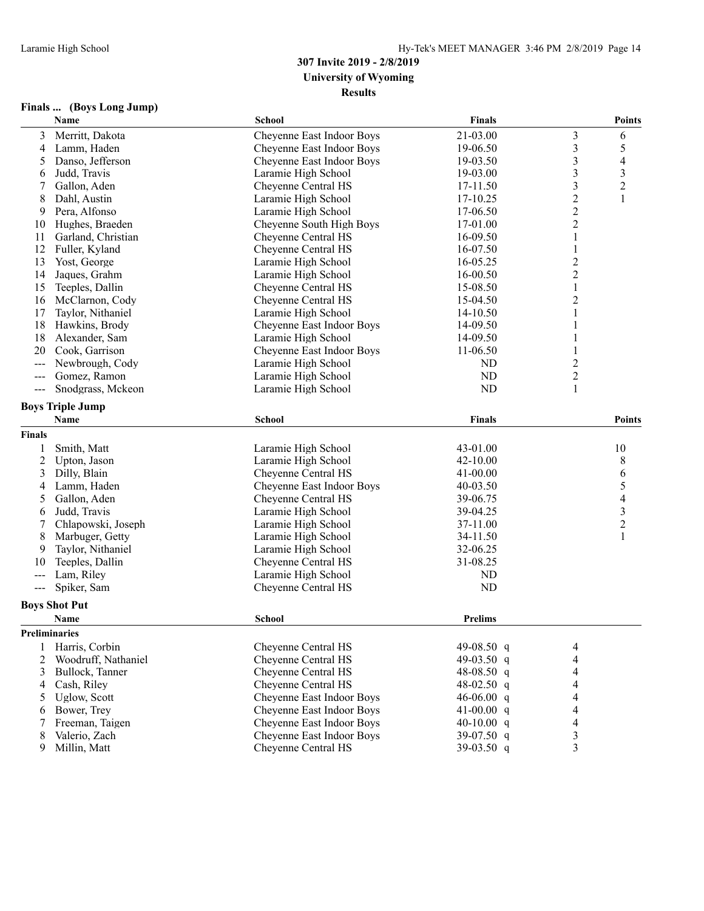# 307 Invite 2019 - 2/8/2019
## University of Wyoming
### Results

**Finals ... (Boys Long Jump)**

| | Name | School | Finals | | Points |
|---|---|---|---|---|---|
| 3 | Merritt, Dakota | Cheyenne East Indoor Boys | 21-03.00 | 3 | 6 |
| 4 | Lamm, Haden | Cheyenne East Indoor Boys | 19-06.50 | 3 | 5 |
| 5 | Danso, Jefferson | Cheyenne East Indoor Boys | 19-03.50 | 3 | 4 |
| 6 | Judd, Travis | Laramie High School | 19-03.00 | 3 | 3 |
| 7 | Gallon, Aden | Cheyenne Central HS | 17-11.50 | 3 | 2 |
| 8 | Dahl, Austin | Laramie High School | 17-10.25 | 2 | 1 |
| 9 | Pera, Alfonso | Laramie High School | 17-06.50 | 2 | |
| 10 | Hughes, Braeden | Cheyenne South High Boys | 17-01.00 | 2 | |
| 11 | Garland, Christian | Cheyenne Central HS | 16-09.50 | 1 | |
| 12 | Fuller, Kyland | Cheyenne Central HS | 16-07.50 | 1 | |
| 13 | Yost, George | Laramie High School | 16-05.25 | 2 | |
| 14 | Jaques, Grahm | Laramie High School | 16-00.50 | 2 | |
| 15 | Teeples, Dallin | Cheyenne Central HS | 15-08.50 | 1 | |
| 16 | McClarnon, Cody | Cheyenne Central HS | 15-04.50 | 2 | |
| 17 | Taylor, Nithaniel | Laramie High School | 14-10.50 | 1 | |
| 18 | Hawkins, Brody | Cheyenne East Indoor Boys | 14-09.50 | 1 | |
| 18 | Alexander, Sam | Laramie High School | 14-09.50 | 1 | |
| 20 | Cook, Garrison | Cheyenne East Indoor Boys | 11-06.50 | 1 | |
| --- | Newbrough, Cody | Laramie High School | ND | 2 | |
| --- | Gomez, Ramon | Laramie High School | ND | 2 | |
| --- | Snodgrass, Mckeon | Laramie High School | ND | 1 | |

**Boys Triple Jump**

| | Name | School | Finals | Points |
|---|---|---|---|---|
| **Finals** | | | | |
| 1 | Smith, Matt | Laramie High School | 43-01.00 | 10 |
| 2 | Upton, Jason | Laramie High School | 42-10.00 | 8 |
| 3 | Dilly, Blain | Cheyenne Central HS | 41-00.00 | 6 |
| 4 | Lamm, Haden | Cheyenne East Indoor Boys | 40-03.50 | 5 |
| 5 | Gallon, Aden | Cheyenne Central HS | 39-06.75 | 4 |
| 6 | Judd, Travis | Laramie High School | 39-04.25 | 3 |
| 7 | Chlapowski, Joseph | Laramie High School | 37-11.00 | 2 |
| 8 | Marbuger, Getty | Laramie High School | 34-11.50 | 1 |
| 9 | Taylor, Nithaniel | Laramie High School | 32-06.25 | |
| 10 | Teeples, Dallin | Cheyenne Central HS | 31-08.25 | |
| --- | Lam, Riley | Laramie High School | ND | |
| --- | Spiker, Sam | Cheyenne Central HS | ND | |

**Boys Shot Put**

| | Name | School | Prelims | |
|---|---|---|---|---|
| **Preliminaries** | | | | |
| 1 | Harris, Corbin | Cheyenne Central HS | 49-08.50 q | 4 |
| 2 | Woodruff, Nathaniel | Cheyenne Central HS | 49-03.50 q | 4 |
| 3 | Bullock, Tanner | Cheyenne Central HS | 48-08.50 q | 4 |
| 4 | Cash, Riley | Cheyenne Central HS | 48-02.50 q | 4 |
| 5 | Uglow, Scott | Cheyenne East Indoor Boys | 46-06.00 q | 4 |
| 6 | Bower, Trey | Cheyenne East Indoor Boys | 41-00.00 q | 4 |
| 7 | Freeman, Taigen | Cheyenne East Indoor Boys | 40-10.00 q | 4 |
| 8 | Valerio, Zach | Cheyenne East Indoor Boys | 39-07.50 q | 3 |
| 9 | Millin, Matt | Cheyenne Central HS | 39-03.50 q | 3 |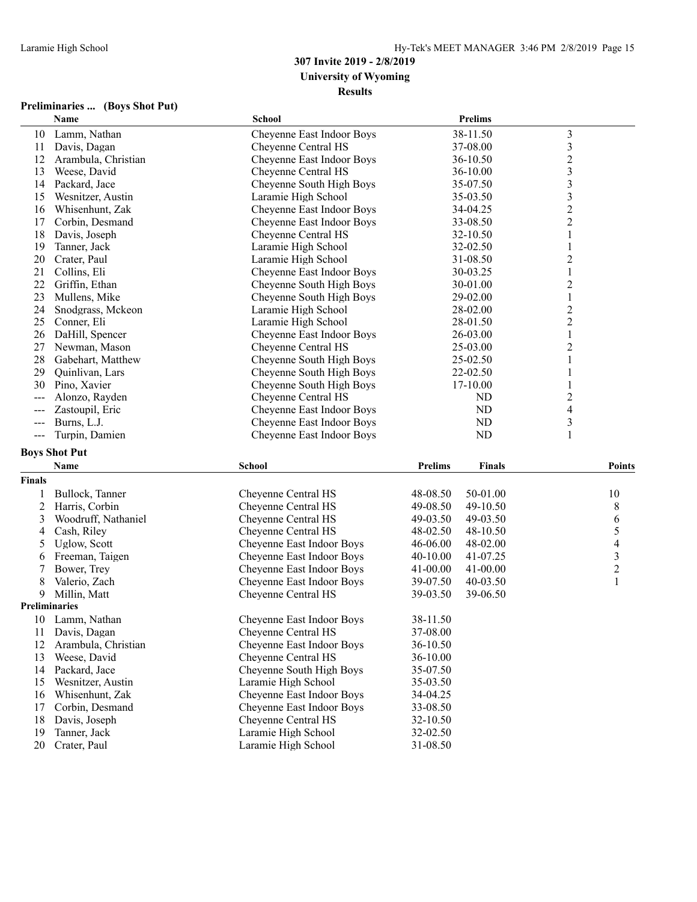**307 Invite 2019 - 2/8/2019**
**University of Wyoming**
**Results**

### Preliminaries ... (Boys Shot Put)

| | Name | School | Prelims | |
|---|---|---|---|---|
| 10 | Lamm, Nathan | Cheyenne East Indoor Boys | 38-11.50 | 3 |
| 11 | Davis, Dagan | Cheyenne Central HS | 37-08.00 | 3 |
| 12 | Arambula, Christian | Cheyenne East Indoor Boys | 36-10.50 | 2 |
| 13 | Weese, David | Cheyenne Central HS | 36-10.00 | 3 |
| 14 | Packard, Jace | Cheyenne South High Boys | 35-07.50 | 3 |
| 15 | Wesnitzer, Austin | Laramie High School | 35-03.50 | 3 |
| 16 | Whisenhunt, Zak | Cheyenne East Indoor Boys | 34-04.25 | 2 |
| 17 | Corbin, Desmand | Cheyenne East Indoor Boys | 33-08.50 | 2 |
| 18 | Davis, Joseph | Cheyenne Central HS | 32-10.50 | 1 |
| 19 | Tanner, Jack | Laramie High School | 32-02.50 | 1 |
| 20 | Crater, Paul | Laramie High School | 31-08.50 | 2 |
| 21 | Collins, Eli | Cheyenne East Indoor Boys | 30-03.25 | 1 |
| 22 | Griffin, Ethan | Cheyenne South High Boys | 30-01.00 | 2 |
| 23 | Mullens, Mike | Cheyenne South High Boys | 29-02.00 | 1 |
| 24 | Snodgrass, Mckeon | Laramie High School | 28-02.00 | 2 |
| 25 | Conner, Eli | Laramie High School | 28-01.50 | 2 |
| 26 | DaHill, Spencer | Cheyenne East Indoor Boys | 26-03.00 | 1 |
| 27 | Newman, Mason | Cheyenne Central HS | 25-03.00 | 2 |
| 28 | Gabehart, Matthew | Cheyenne South High Boys | 25-02.50 | 1 |
| 29 | Quinlivan, Lars | Cheyenne South High Boys | 22-02.50 | 1 |
| 30 | Pino, Xavier | Cheyenne South High Boys | 17-10.00 | 1 |
| --- | Alonzo, Rayden | Cheyenne Central HS | ND | 2 |
| --- | Zastoupil, Eric | Cheyenne East Indoor Boys | ND | 4 |
| --- | Burns, L.J. | Cheyenne East Indoor Boys | ND | 3 |
| --- | Turpin, Damien | Cheyenne East Indoor Boys | ND | 1 |

### Boys Shot Put

| | Name | School | Prelims | Finals | Points |
|---|---|---|---|---|---|
| **Finals** | | | | | |
| 1 | Bullock, Tanner | Cheyenne Central HS | 48-08.50 | 50-01.00 | 10 |
| 2 | Harris, Corbin | Cheyenne Central HS | 49-08.50 | 49-10.50 | 8 |
| 3 | Woodruff, Nathaniel | Cheyenne Central HS | 49-03.50 | 49-03.50 | 6 |
| 4 | Cash, Riley | Cheyenne Central HS | 48-02.50 | 48-10.50 | 5 |
| 5 | Uglow, Scott | Cheyenne East Indoor Boys | 46-06.00 | 48-02.00 | 4 |
| 6 | Freeman, Taigen | Cheyenne East Indoor Boys | 40-10.00 | 41-07.25 | 3 |
| 7 | Bower, Trey | Cheyenne East Indoor Boys | 41-00.00 | 41-00.00 | 2 |
| 8 | Valerio, Zach | Cheyenne East Indoor Boys | 39-07.50 | 40-03.50 | 1 |
| 9 | Millin, Matt | Cheyenne Central HS | 39-03.50 | 39-06.50 | |
| **Preliminaries** | | | | | |
| 10 | Lamm, Nathan | Cheyenne East Indoor Boys | 38-11.50 | | |
| 11 | Davis, Dagan | Cheyenne Central HS | 37-08.00 | | |
| 12 | Arambula, Christian | Cheyenne East Indoor Boys | 36-10.50 | | |
| 13 | Weese, David | Cheyenne Central HS | 36-10.00 | | |
| 14 | Packard, Jace | Cheyenne South High Boys | 35-07.50 | | |
| 15 | Wesnitzer, Austin | Laramie High School | 35-03.50 | | |
| 16 | Whisenhunt, Zak | Cheyenne East Indoor Boys | 34-04.25 | | |
| 17 | Corbin, Desmand | Cheyenne East Indoor Boys | 33-08.50 | | |
| 18 | Davis, Joseph | Cheyenne Central HS | 32-10.50 | | |
| 19 | Tanner, Jack | Laramie High School | 32-02.50 | | |
| 20 | Crater, Paul | Laramie High School | 31-08.50 | | |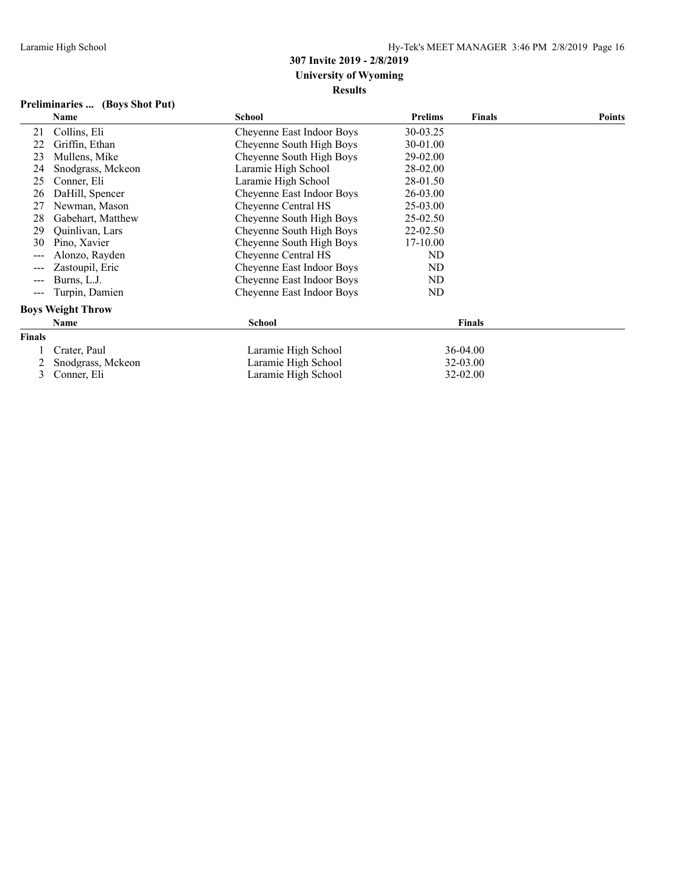**307 Invite 2019 - 2/8/2019**
**University of Wyoming**
**Results**

### Preliminaries ... (Boys Shot Put)

| | Name | School | Prelims | Finals | Points |
|---|---|---|---|---|---|
| 21 | Collins, Eli | Cheyenne East Indoor Boys | 30-03.25 | | |
| 22 | Griffin, Ethan | Cheyenne South High Boys | 30-01.00 | | |
| 23 | Mullens, Mike | Cheyenne South High Boys | 29-02.00 | | |
| 24 | Snodgrass, Mckeon | Laramie High School | 28-02.00 | | |
| 25 | Conner, Eli | Laramie High School | 28-01.50 | | |
| 26 | DaHill, Spencer | Cheyenne East Indoor Boys | 26-03.00 | | |
| 27 | Newman, Mason | Cheyenne Central HS | 25-03.00 | | |
| 28 | Gabehart, Matthew | Cheyenne South High Boys | 25-02.50 | | |
| 29 | Quinlivan, Lars | Cheyenne South High Boys | 22-02.50 | | |
| 30 | Pino, Xavier | Cheyenne South High Boys | 17-10.00 | | |
| --- | Alonzo, Rayden | Cheyenne Central HS | ND | | |
| --- | Zastoupil, Eric | Cheyenne East Indoor Boys | ND | | |
| --- | Burns, L.J. | Cheyenne East Indoor Boys | ND | | |
| --- | Turpin, Damien | Cheyenne East Indoor Boys | ND | | |

### Boys Weight Throw

| | Name | School | Finals |
|---|---|---|---|
| **Finals** | | | |
| 1 | Crater, Paul | Laramie High School | 36-04.00 |
| 2 | Snodgrass, Mckeon | Laramie High School | 32-03.00 |
| 3 | Conner, Eli | Laramie High School | 32-02.00 |